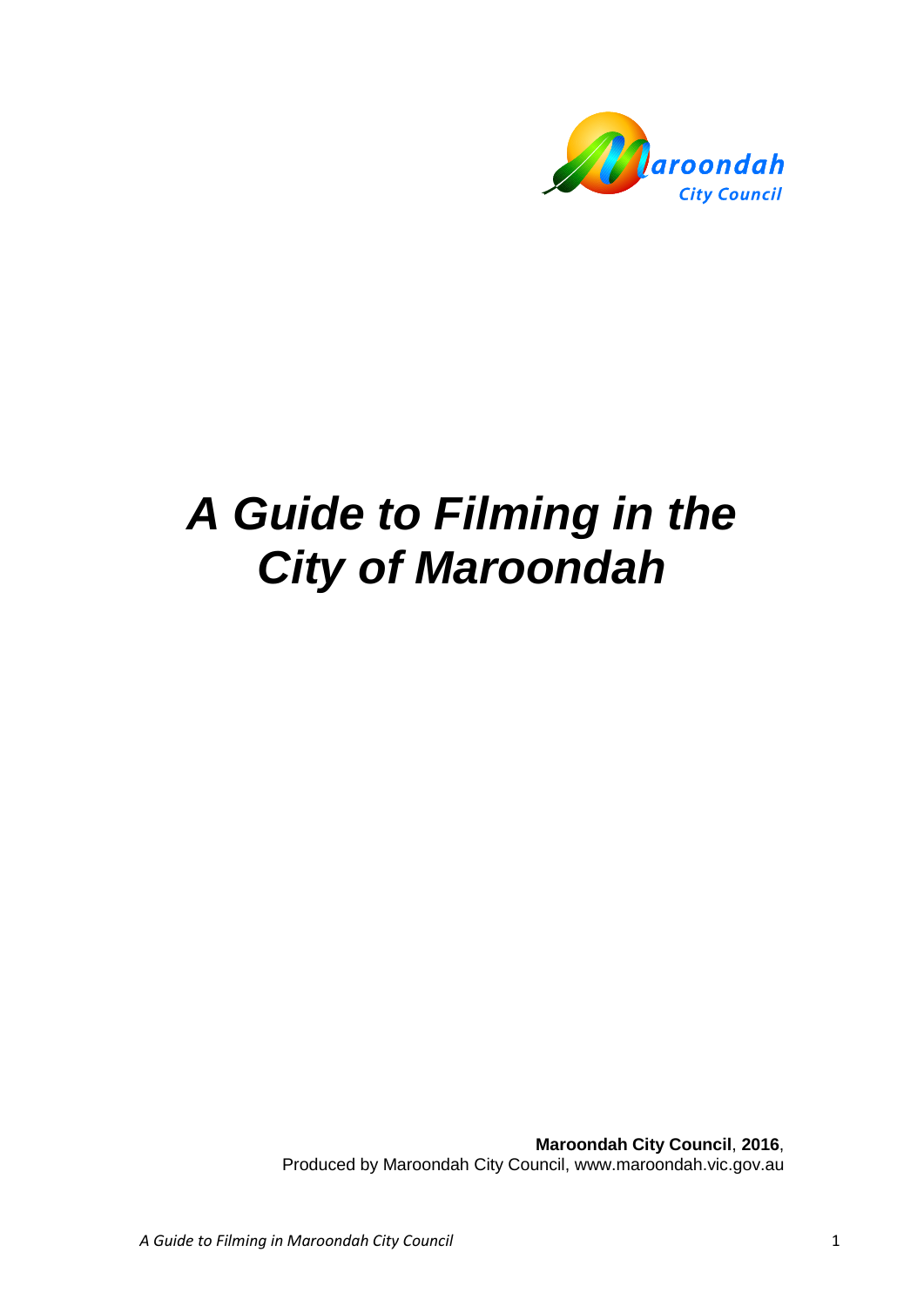Maroondah City Council

# *A Guide to Filming in the City of Maroondah*

**Maroondah City Council**, **2016**,
Produced by Maroondah City Council, www.maroondah.vic.gov.au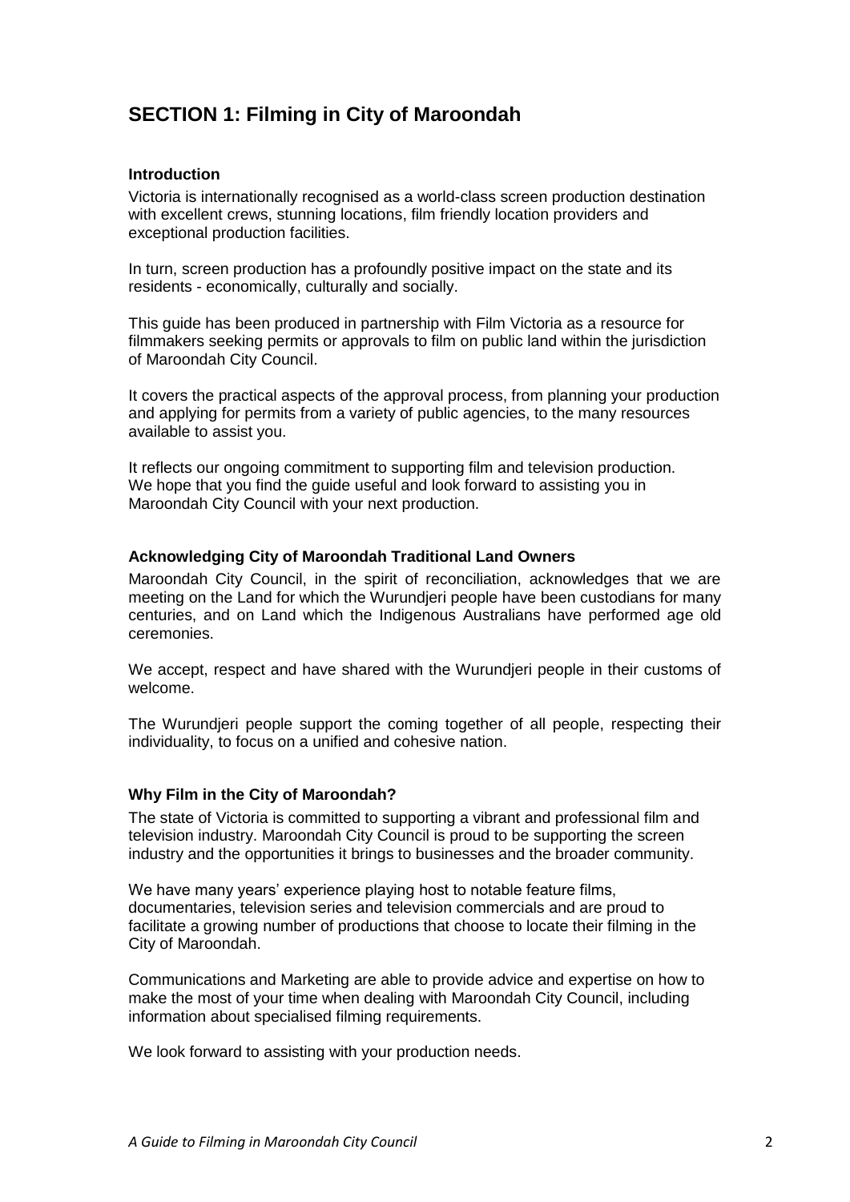## SECTION 1: Filming in City of Maroondah

### Introduction

Victoria is internationally recognised as a world-class screen production destination with excellent crews, stunning locations, film friendly location providers and exceptional production facilities.

In turn, screen production has a profoundly positive impact on the state and its residents - economically, culturally and socially.

This guide has been produced in partnership with Film Victoria as a resource for filmmakers seeking permits or approvals to film on public land within the jurisdiction of Maroondah City Council.

It covers the practical aspects of the approval process, from planning your production and applying for permits from a variety of public agencies, to the many resources available to assist you.

It reflects our ongoing commitment to supporting film and television production. We hope that you find the guide useful and look forward to assisting you in Maroondah City Council with your next production.

### Acknowledging City of Maroondah Traditional Land Owners

Maroondah City Council, in the spirit of reconciliation, acknowledges that we are meeting on the Land for which the Wurundjeri people have been custodians for many centuries, and on Land which the Indigenous Australians have performed age old ceremonies.

We accept, respect and have shared with the Wurundjeri people in their customs of welcome.

The Wurundjeri people support the coming together of all people, respecting their individuality, to focus on a unified and cohesive nation.

### Why Film in the City of Maroondah?

The state of Victoria is committed to supporting a vibrant and professional film and television industry. Maroondah City Council is proud to be supporting the screen industry and the opportunities it brings to businesses and the broader community.

We have many years' experience playing host to notable feature films, documentaries, television series and television commercials and are proud to facilitate a growing number of productions that choose to locate their filming in the City of Maroondah.

Communications and Marketing are able to provide advice and expertise on how to make the most of your time when dealing with Maroondah City Council, including information about specialised filming requirements.

We look forward to assisting with your production needs.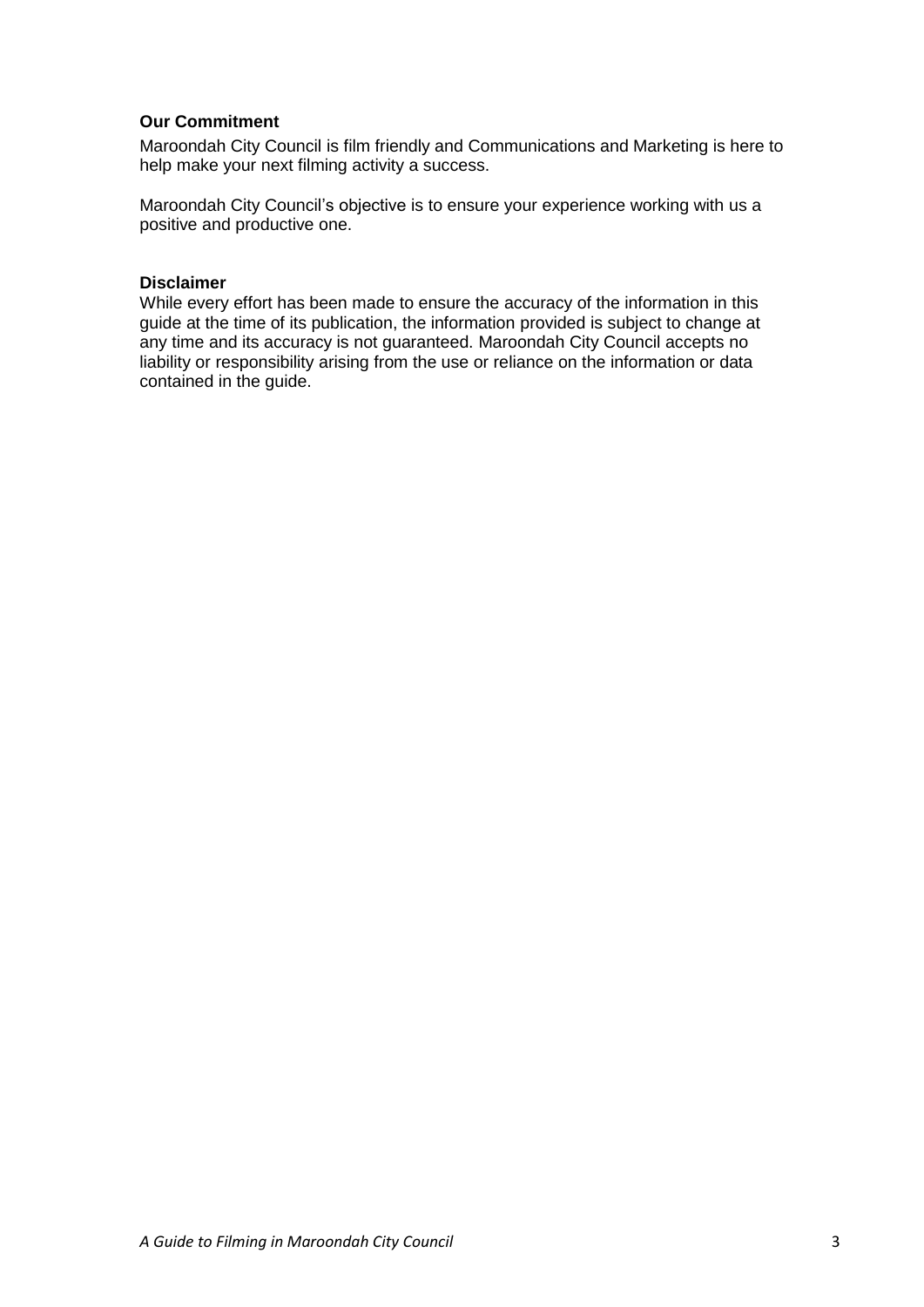**Our Commitment**

Maroondah City Council is film friendly and Communications and Marketing is here to help make your next filming activity a success.

Maroondah City Council's objective is to ensure your experience working with us a positive and productive one.

**Disclaimer**

While every effort has been made to ensure the accuracy of the information in this guide at the time of its publication, the information provided is subject to change at any time and its accuracy is not guaranteed. Maroondah City Council accepts no liability or responsibility arising from the use or reliance on the information or data contained in the guide.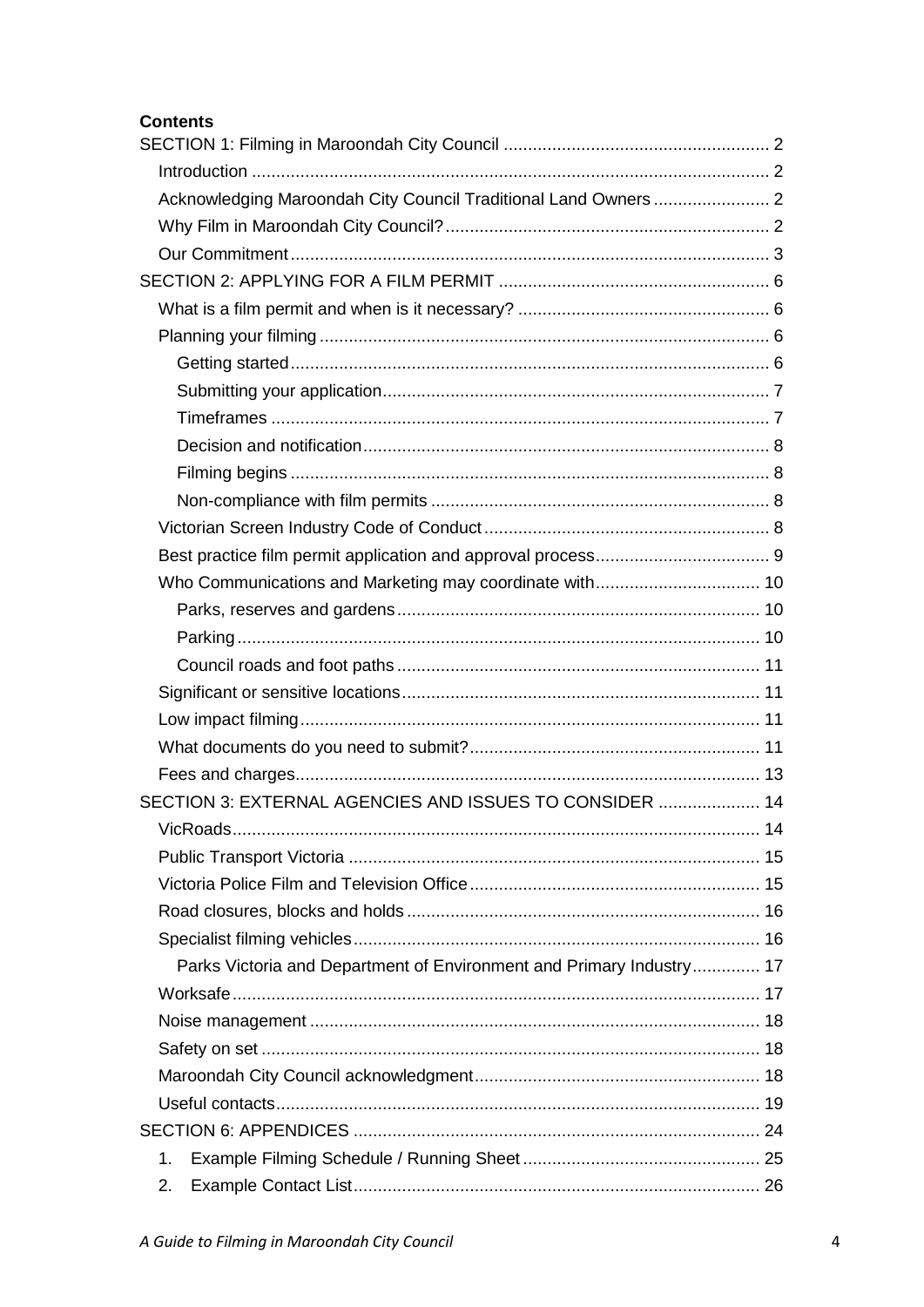**Contents**

- SECTION 1: Filming in Maroondah City Council ....................................................... 2
  - Introduction ........................................................................................................... 2
  - Acknowledging Maroondah City Council Traditional Land Owners ........................ 2
  - Why Film in Maroondah City Council? .................................................................. 2
  - Our Commitment ................................................................................................... 3
- SECTION 2: APPLYING FOR A FILM PERMIT ........................................................ 6
  - What is a film permit and when is it necessary? .................................................... 6
  - Planning your filming ............................................................................................. 6
    - Getting started .................................................................................................. 6
    - Submitting your application ............................................................................... 7
    - Timeframes ....................................................................................................... 7
    - Decision and notification ................................................................................... 8
    - Filming begins .................................................................................................. 8
    - Non-compliance with film permits ..................................................................... 8
  - Victorian Screen Industry Code of Conduct ........................................................... 8
  - Best practice film permit application and approval process .................................... 9
  - Who Communications and Marketing may coordinate with .................................. 10
    - Parks, reserves and gardens ........................................................................... 10
    - Parking ............................................................................................................ 10
    - Council roads and foot paths ........................................................................... 11
  - Significant or sensitive locations .......................................................................... 11
  - Low impact filming ............................................................................................... 11
  - What documents do you need to submit? ............................................................ 11
  - Fees and charges ................................................................................................ 13
- SECTION 3: EXTERNAL AGENCIES AND ISSUES TO CONSIDER ..................... 14
  - VicRoads ............................................................................................................. 14
  - Public Transport Victoria ...................................................................................... 15
  - Victoria Police Film and Television Office ............................................................ 15
  - Road closures, blocks and holds ......................................................................... 16
  - Specialist filming vehicles .................................................................................... 16
    - Parks Victoria and Department of Environment and Primary Industry .............. 17
  - Worksafe ............................................................................................................. 17
  - Noise management ............................................................................................. 18
  - Safety on set ....................................................................................................... 18
  - Maroondah City Council acknowledgment ........................................................... 18
  - Useful contacts .................................................................................................... 19
- SECTION 6: APPENDICES .................................................................................... 24
  1. Example Filming Schedule / Running Sheet ................................................. 25
  2. Example Contact List .................................................................................... 26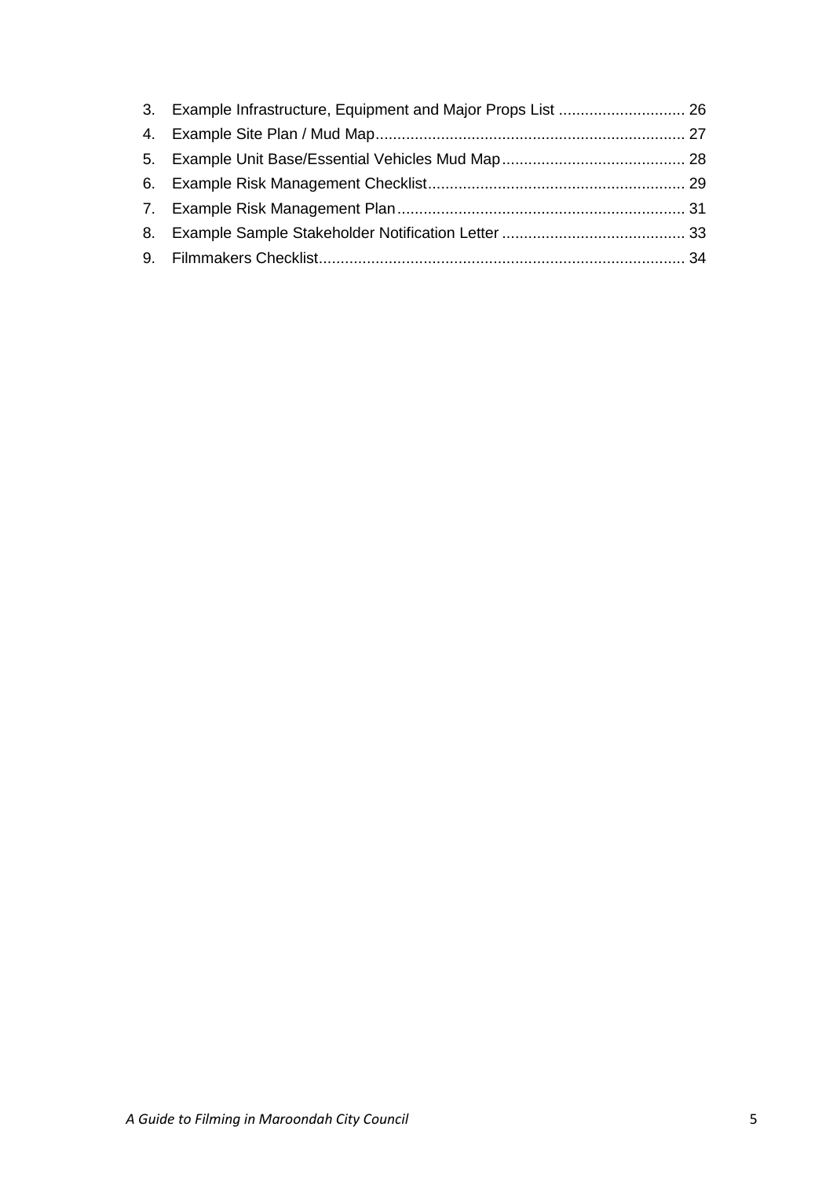3. Example Infrastructure, Equipment and Major Props List ............................ 26
4. Example Site Plan / Mud Map...................................................................... 27
5. Example Unit Base/Essential Vehicles Mud Map.......................................... 28
6. Example Risk Management Checklist........................................................... 29
7. Example Risk Management Plan.................................................................. 31
8. Example Sample Stakeholder Notification Letter .......................................... 33
9. Filmmakers Checklist.................................................................................... 34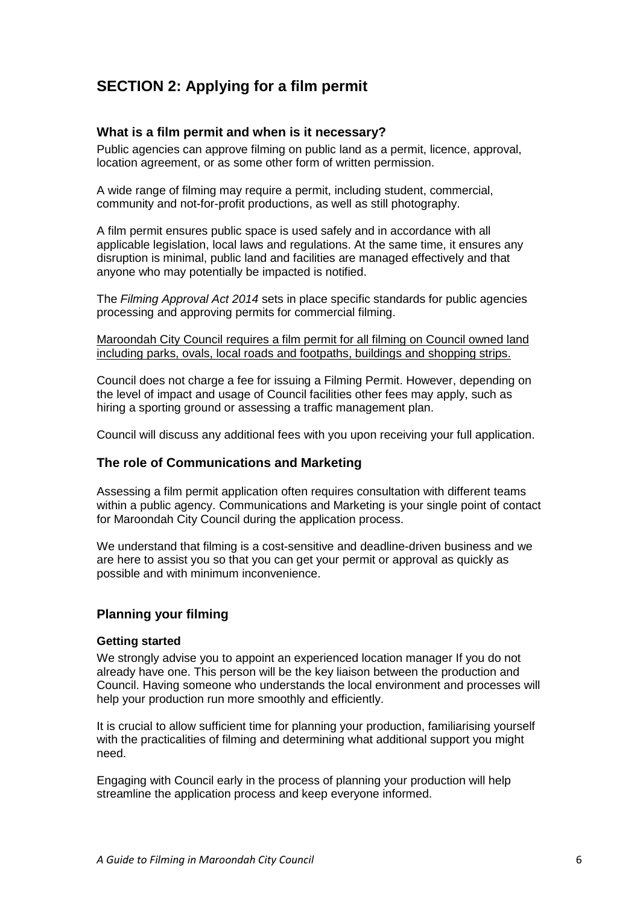# SECTION 2: Applying for a film permit

## What is a film permit and when is it necessary?

Public agencies can approve filming on public land as a permit, licence, approval, location agreement, or as some other form of written permission.

A wide range of filming may require a permit, including student, commercial, community and not-for-profit productions, as well as still photography.

A film permit ensures public space is used safely and in accordance with all applicable legislation, local laws and regulations. At the same time, it ensures any disruption is minimal, public land and facilities are managed effectively and that anyone who may potentially be impacted is notified.

The *Filming Approval Act 2014* sets in place specific standards for public agencies processing and approving permits for commercial filming.

<u>Maroondah City Council requires a film permit for all filming on Council owned land including parks, ovals, local roads and footpaths, buildings and shopping strips.</u>

Council does not charge a fee for issuing a Filming Permit. However, depending on the level of impact and usage of Council facilities other fees may apply, such as hiring a sporting ground or assessing a traffic management plan.

Council will discuss any additional fees with you upon receiving your full application.

## The role of Communications and Marketing

Assessing a film permit application often requires consultation with different teams within a public agency. Communications and Marketing is your single point of contact for Maroondah City Council during the application process.

We understand that filming is a cost-sensitive and deadline-driven business and we are here to assist you so that you can get your permit or approval as quickly as possible and with minimum inconvenience.

## Planning your filming

### Getting started

We strongly advise you to appoint an experienced location manager If you do not already have one. This person will be the key liaison between the production and Council. Having someone who understands the local environment and processes will help your production run more smoothly and efficiently.

It is crucial to allow sufficient time for planning your production, familiarising yourself with the practicalities of filming and determining what additional support you might need.

Engaging with Council early in the process of planning your production will help streamline the application process and keep everyone informed.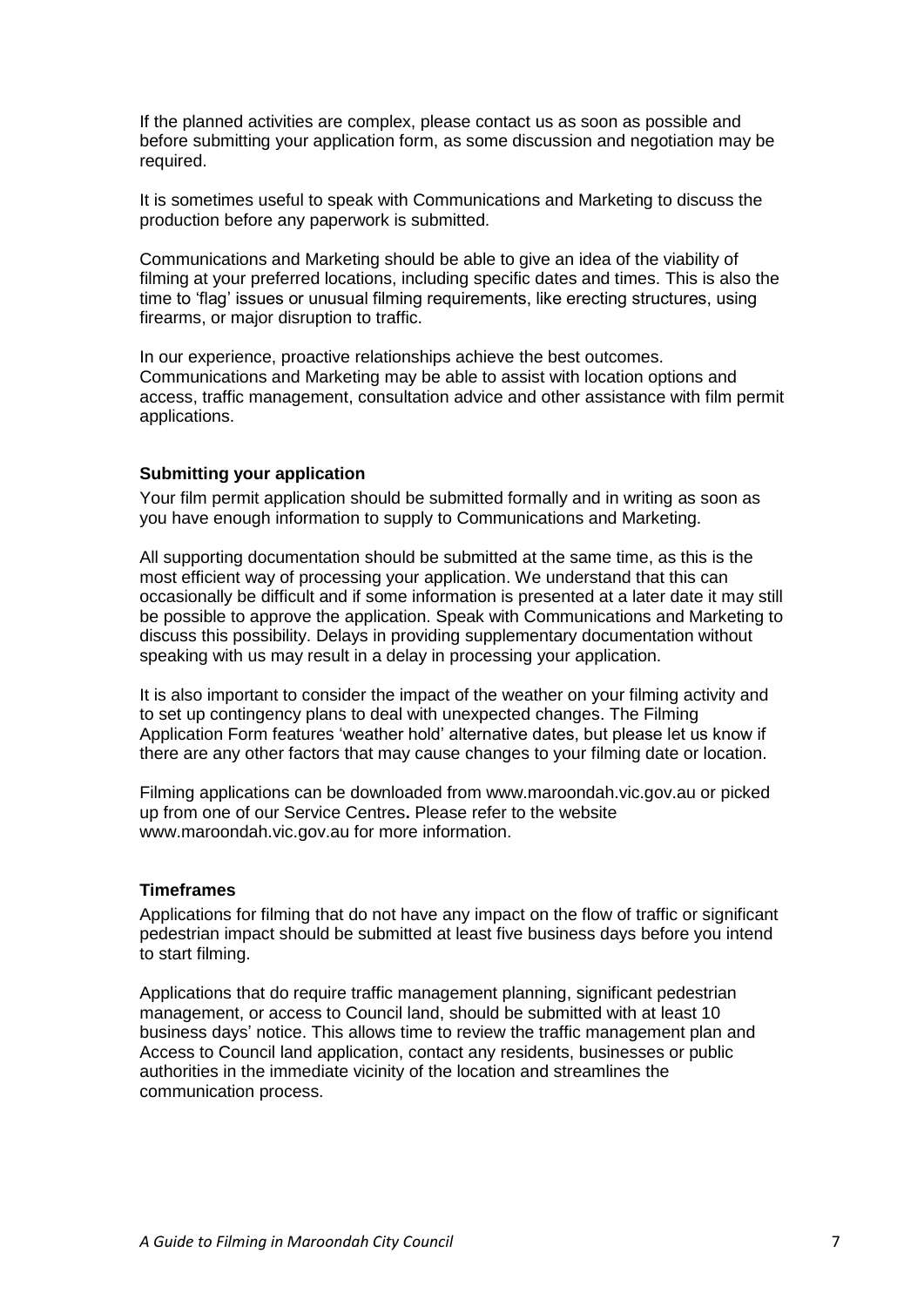If the planned activities are complex, please contact us as soon as possible and before submitting your application form, as some discussion and negotiation may be required.

It is sometimes useful to speak with Communications and Marketing to discuss the production before any paperwork is submitted.

Communications and Marketing should be able to give an idea of the viability of filming at your preferred locations, including specific dates and times. This is also the time to 'flag' issues or unusual filming requirements, like erecting structures, using firearms, or major disruption to traffic.

In our experience, proactive relationships achieve the best outcomes. Communications and Marketing may be able to assist with location options and access, traffic management, consultation advice and other assistance with film permit applications.

**Submitting your application**

Your film permit application should be submitted formally and in writing as soon as you have enough information to supply to Communications and Marketing.

All supporting documentation should be submitted at the same time, as this is the most efficient way of processing your application. We understand that this can occasionally be difficult and if some information is presented at a later date it may still be possible to approve the application. Speak with Communications and Marketing to discuss this possibility. Delays in providing supplementary documentation without speaking with us may result in a delay in processing your application.

It is also important to consider the impact of the weather on your filming activity and to set up contingency plans to deal with unexpected changes. The Filming Application Form features 'weather hold' alternative dates, but please let us know if there are any other factors that may cause changes to your filming date or location.

Filming applications can be downloaded from www.maroondah.vic.gov.au or picked up from one of our Service Centres**.** Please refer to the website www.maroondah.vic.gov.au for more information.

**Timeframes**

Applications for filming that do not have any impact on the flow of traffic or significant pedestrian impact should be submitted at least five business days before you intend to start filming.

Applications that do require traffic management planning, significant pedestrian management, or access to Council land, should be submitted with at least 10 business days' notice. This allows time to review the traffic management plan and Access to Council land application, contact any residents, businesses or public authorities in the immediate vicinity of the location and streamlines the communication process.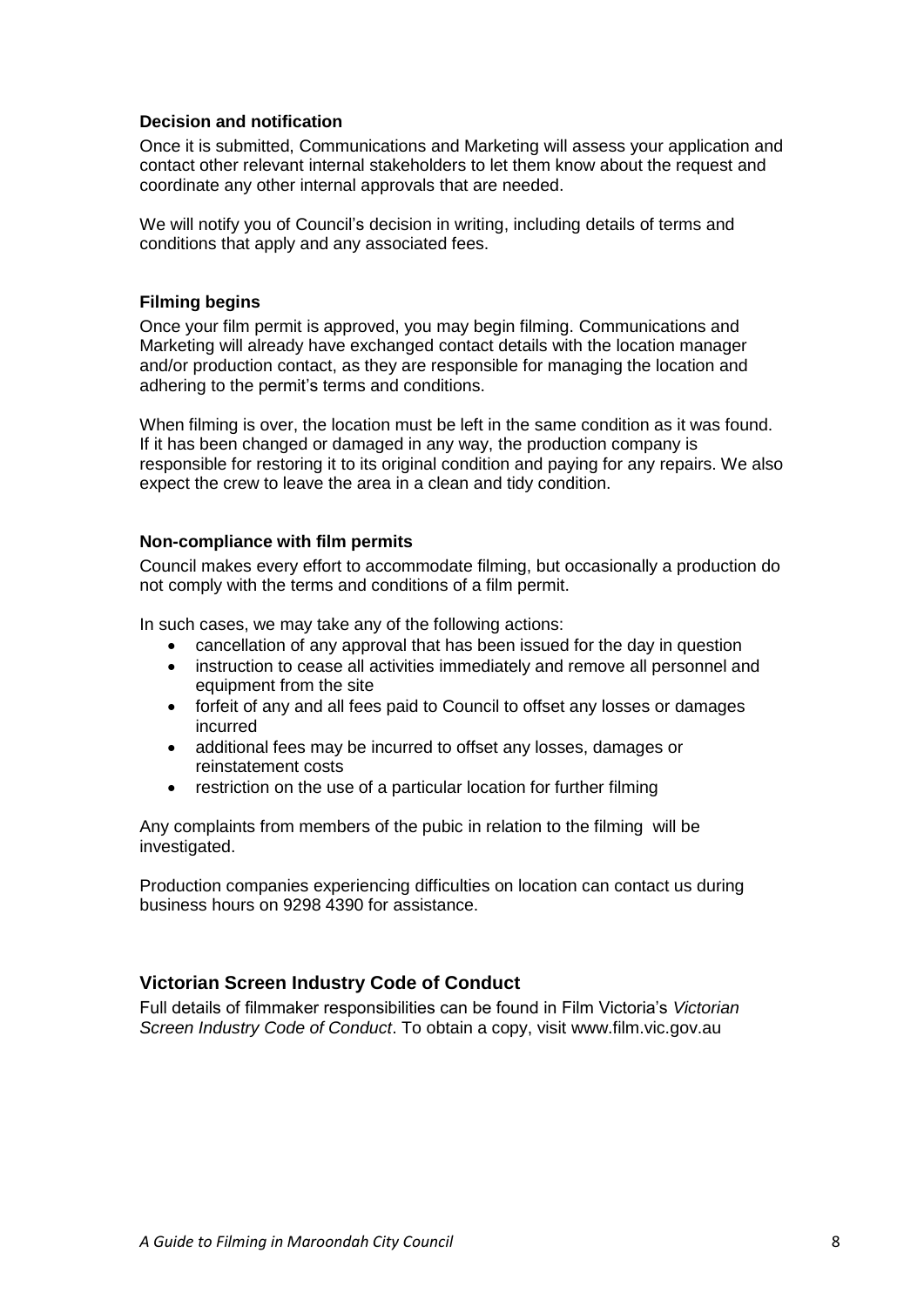### Decision and notification

Once it is submitted, Communications and Marketing will assess your application and contact other relevant internal stakeholders to let them know about the request and coordinate any other internal approvals that are needed.

We will notify you of Council's decision in writing, including details of terms and conditions that apply and any associated fees.

### Filming begins

Once your film permit is approved, you may begin filming. Communications and Marketing will already have exchanged contact details with the location manager and/or production contact, as they are responsible for managing the location and adhering to the permit's terms and conditions.

When filming is over, the location must be left in the same condition as it was found. If it has been changed or damaged in any way, the production company is responsible for restoring it to its original condition and paying for any repairs. We also expect the crew to leave the area in a clean and tidy condition.

### Non-compliance with film permits

Council makes every effort to accommodate filming, but occasionally a production do not comply with the terms and conditions of a film permit.

In such cases, we may take any of the following actions:

- cancellation of any approval that has been issued for the day in question
- instruction to cease all activities immediately and remove all personnel and equipment from the site
- forfeit of any and all fees paid to Council to offset any losses or damages incurred
- additional fees may be incurred to offset any losses, damages or reinstatement costs
- restriction on the use of a particular location for further filming

Any complaints from members of the pubic in relation to the filming will be investigated.

Production companies experiencing difficulties on location can contact us during business hours on 9298 4390 for assistance.

## Victorian Screen Industry Code of Conduct

Full details of filmmaker responsibilities can be found in Film Victoria's *Victorian Screen Industry Code of Conduct*. To obtain a copy, visit www.film.vic.gov.au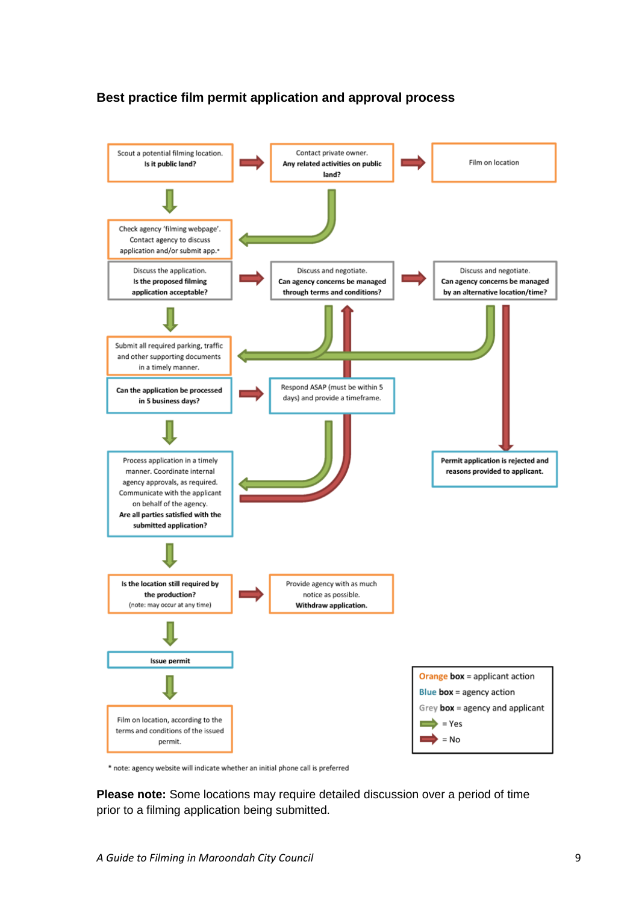### Best practice film permit application and approval process

Scout a potential filming location.
**Is it public land?**

Contact private owner.
**Any related activities on public land?**

Film on location

Check agency 'filming webpage'.
Contact agency to discuss application and/or submit app.*

Discuss the application.
**Is the proposed filming application acceptable?**

Discuss and negotiate.
**Can agency concerns be managed through terms and conditions?**

Discuss and negotiate.
**Can agency concerns be managed by an alternative location/time?**

Submit all required parking, traffic and other supporting documents in a timely manner.

**Can the application be processed in 5 business days?**

Respond ASAP (must be within 5 days) and provide a timeframe.

Process application in a timely manner. Coordinate internal agency approvals, as required. Communicate with the applicant on behalf of the agency.
**Are all parties satisfied with the submitted application?**

**Permit application is rejected and reasons provided to applicant.**

**Is the location still required by the production?**
(note: may occur at any time)

Provide agency with as much notice as possible.
**Withdraw application.**

**Issue permit**

Film on location, according to the terms and conditions of the issued permit.

Orange **box** = applicant action
Blue **box** = agency action
Grey **box** = agency and applicant
= Yes
= No

\* note: agency website will indicate whether an initial phone call is preferred

**Please note:** Some locations may require detailed discussion over a period of time prior to a filming application being submitted.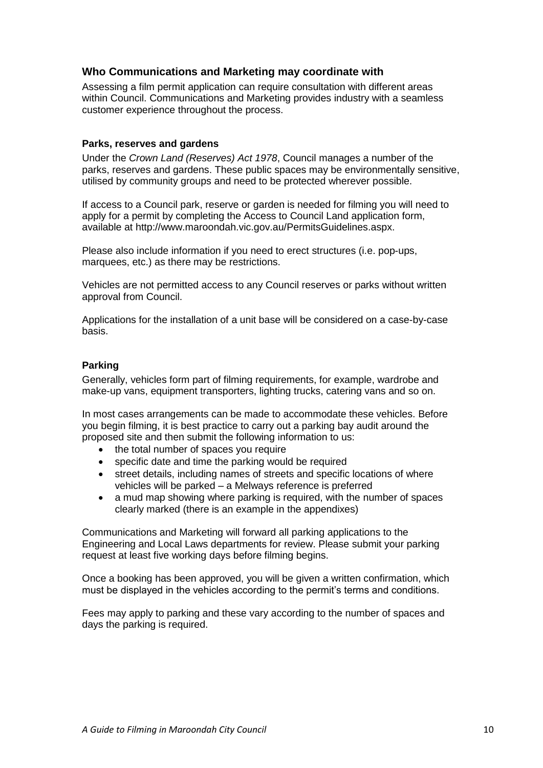## Who Communications and Marketing may coordinate with

Assessing a film permit application can require consultation with different areas within Council. Communications and Marketing provides industry with a seamless customer experience throughout the process.

### Parks, reserves and gardens

Under the *Crown Land (Reserves) Act 1978*, Council manages a number of the parks, reserves and gardens. These public spaces may be environmentally sensitive, utilised by community groups and need to be protected wherever possible.

If access to a Council park, reserve or garden is needed for filming you will need to apply for a permit by completing the Access to Council Land application form, available at http://www.maroondah.vic.gov.au/PermitsGuidelines.aspx.

Please also include information if you need to erect structures (i.e. pop-ups, marquees, etc.) as there may be restrictions.

Vehicles are not permitted access to any Council reserves or parks without written approval from Council.

Applications for the installation of a unit base will be considered on a case-by-case basis.

### Parking

Generally, vehicles form part of filming requirements, for example, wardrobe and make-up vans, equipment transporters, lighting trucks, catering vans and so on.

In most cases arrangements can be made to accommodate these vehicles. Before you begin filming, it is best practice to carry out a parking bay audit around the proposed site and then submit the following information to us:

- the total number of spaces you require
- specific date and time the parking would be required
- street details, including names of streets and specific locations of where vehicles will be parked – a Melways reference is preferred
- a mud map showing where parking is required, with the number of spaces clearly marked (there is an example in the appendixes)

Communications and Marketing will forward all parking applications to the Engineering and Local Laws departments for review. Please submit your parking request at least five working days before filming begins.

Once a booking has been approved, you will be given a written confirmation, which must be displayed in the vehicles according to the permit's terms and conditions.

Fees may apply to parking and these vary according to the number of spaces and days the parking is required.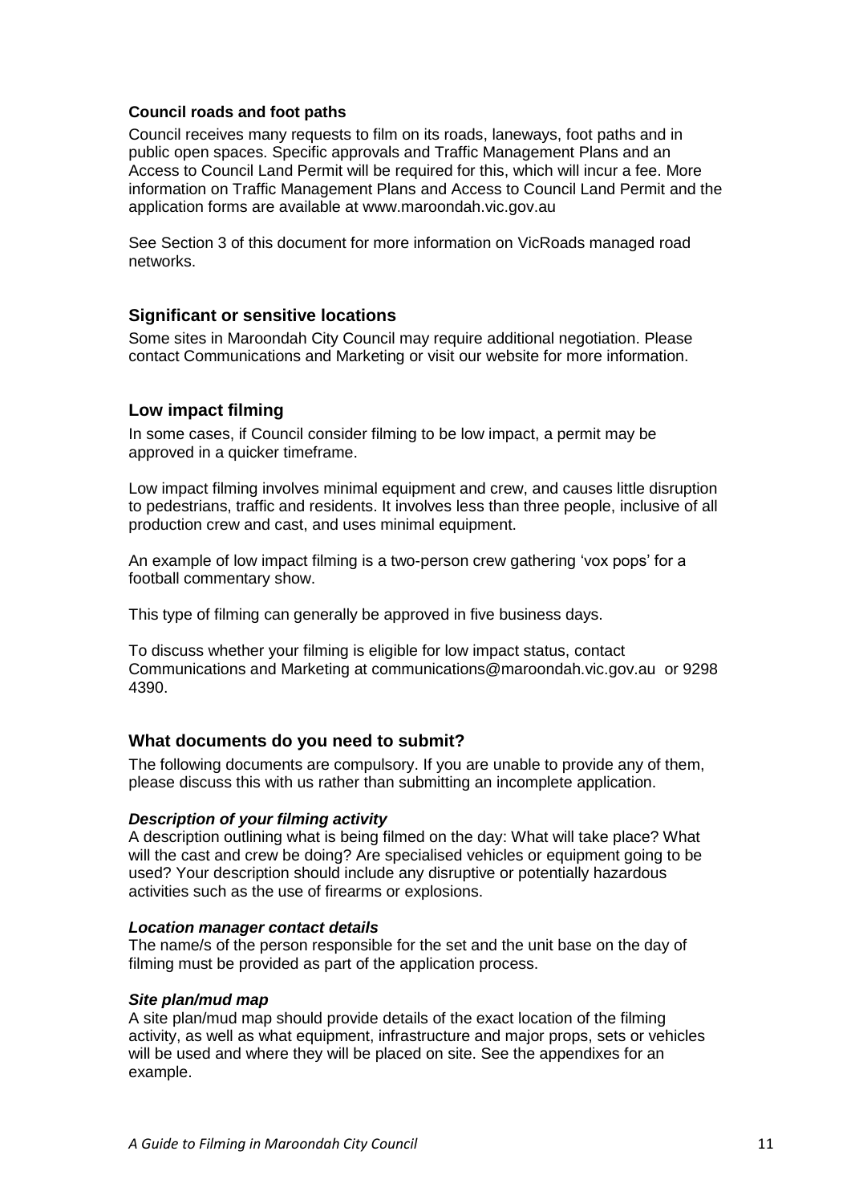#### Council roads and foot paths

Council receives many requests to film on its roads, laneways, foot paths and in public open spaces. Specific approvals and Traffic Management Plans and an Access to Council Land Permit will be required for this, which will incur a fee. More information on Traffic Management Plans and Access to Council Land Permit and the application forms are available at www.maroondah.vic.gov.au

See Section 3 of this document for more information on VicRoads managed road networks.

### Significant or sensitive locations

Some sites in Maroondah City Council may require additional negotiation. Please contact Communications and Marketing or visit our website for more information.

### Low impact filming

In some cases, if Council consider filming to be low impact, a permit may be approved in a quicker timeframe.

Low impact filming involves minimal equipment and crew, and causes little disruption to pedestrians, traffic and residents. It involves less than three people, inclusive of all production crew and cast, and uses minimal equipment.

An example of low impact filming is a two-person crew gathering 'vox pops' for a football commentary show.

This type of filming can generally be approved in five business days.

To discuss whether your filming is eligible for low impact status, contact Communications and Marketing at communications@maroondah.vic.gov.au or 9298 4390.

### What documents do you need to submit?

The following documents are compulsory. If you are unable to provide any of them, please discuss this with us rather than submitting an incomplete application.

***Description of your filming activity***

A description outlining what is being filmed on the day: What will take place? What will the cast and crew be doing? Are specialised vehicles or equipment going to be used? Your description should include any disruptive or potentially hazardous activities such as the use of firearms or explosions.

***Location manager contact details***

The name/s of the person responsible for the set and the unit base on the day of filming must be provided as part of the application process.

***Site plan/mud map***

A site plan/mud map should provide details of the exact location of the filming activity, as well as what equipment, infrastructure and major props, sets or vehicles will be used and where they will be placed on site. See the appendixes for an example.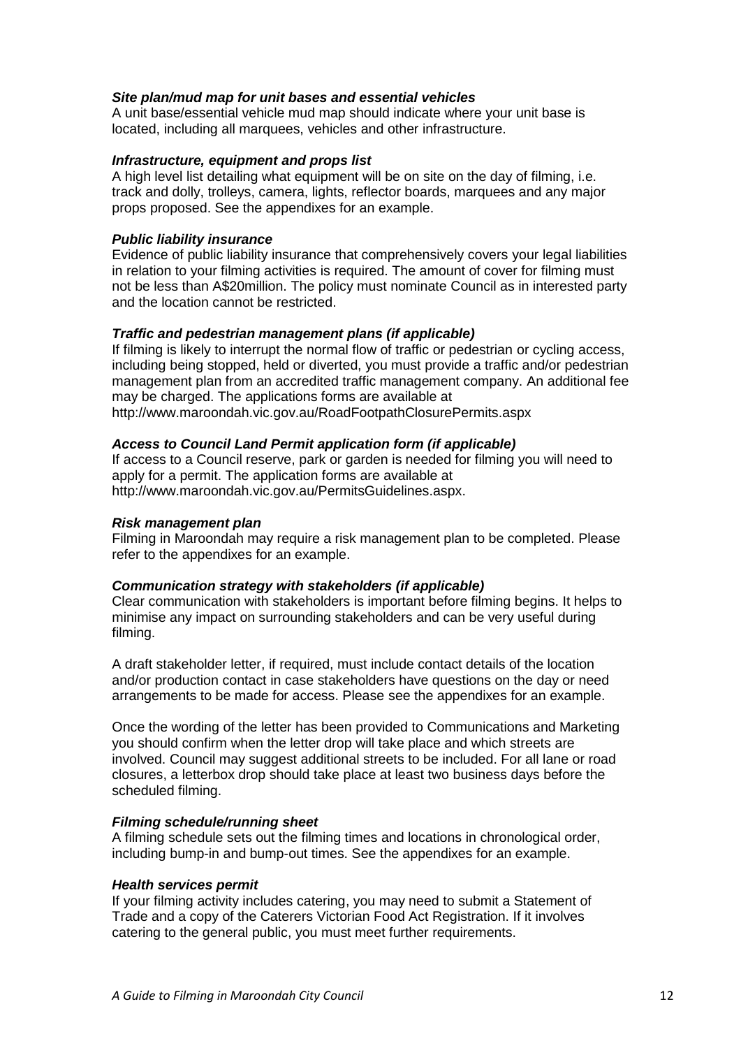***Site plan/mud map for unit bases and essential vehicles***

A unit base/essential vehicle mud map should indicate where your unit base is located, including all marquees, vehicles and other infrastructure.

***Infrastructure, equipment and props list***

A high level list detailing what equipment will be on site on the day of filming, i.e. track and dolly, trolleys, camera, lights, reflector boards, marquees and any major props proposed. See the appendixes for an example.

***Public liability insurance***

Evidence of public liability insurance that comprehensively covers your legal liabilities in relation to your filming activities is required. The amount of cover for filming must not be less than A$20million. The policy must nominate Council as in interested party and the location cannot be restricted.

***Traffic and pedestrian management plans (if applicable)***

If filming is likely to interrupt the normal flow of traffic or pedestrian or cycling access, including being stopped, held or diverted, you must provide a traffic and/or pedestrian management plan from an accredited traffic management company. An additional fee may be charged. The applications forms are available at http://www.maroondah.vic.gov.au/RoadFootpathClosurePermits.aspx

***Access to Council Land Permit application form (if applicable)***

If access to a Council reserve, park or garden is needed for filming you will need to apply for a permit. The application forms are available at http://www.maroondah.vic.gov.au/PermitsGuidelines.aspx.

***Risk management plan***

Filming in Maroondah may require a risk management plan to be completed. Please refer to the appendixes for an example.

***Communication strategy with stakeholders (if applicable)***

Clear communication with stakeholders is important before filming begins. It helps to minimise any impact on surrounding stakeholders and can be very useful during filming.

A draft stakeholder letter, if required, must include contact details of the location and/or production contact in case stakeholders have questions on the day or need arrangements to be made for access. Please see the appendixes for an example.

Once the wording of the letter has been provided to Communications and Marketing you should confirm when the letter drop will take place and which streets are involved. Council may suggest additional streets to be included. For all lane or road closures, a letterbox drop should take place at least two business days before the scheduled filming.

***Filming schedule/running sheet***

A filming schedule sets out the filming times and locations in chronological order, including bump-in and bump-out times. See the appendixes for an example.

***Health services permit***

If your filming activity includes catering, you may need to submit a Statement of Trade and a copy of the Caterers Victorian Food Act Registration. If it involves catering to the general public, you must meet further requirements.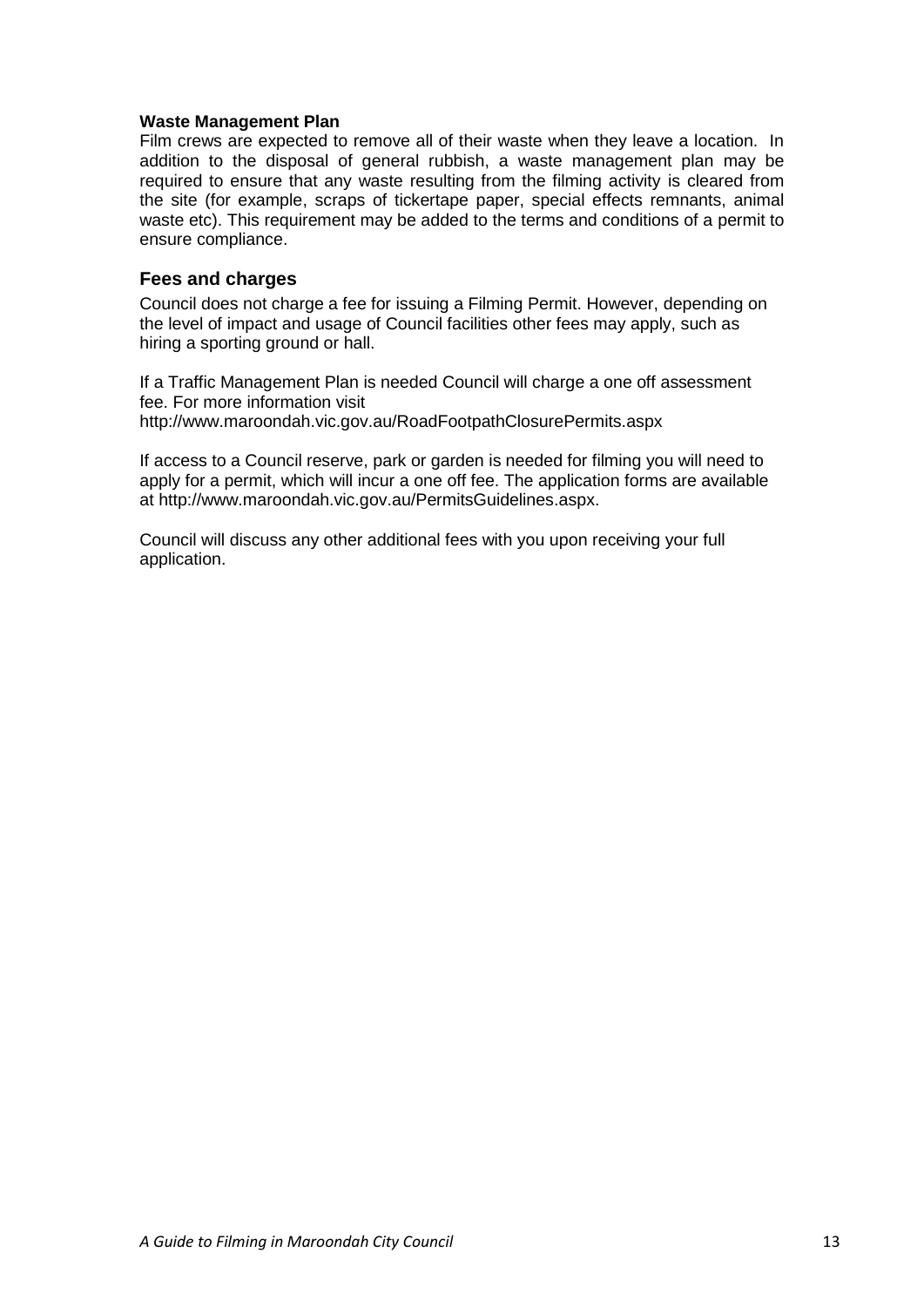### Waste Management Plan

Film crews are expected to remove all of their waste when they leave a location. In addition to the disposal of general rubbish, a waste management plan may be required to ensure that any waste resulting from the filming activity is cleared from the site (for example, scraps of tickertape paper, special effects remnants, animal waste etc). This requirement may be added to the terms and conditions of a permit to ensure compliance.

## Fees and charges

Council does not charge a fee for issuing a Filming Permit. However, depending on the level of impact and usage of Council facilities other fees may apply, such as hiring a sporting ground or hall.

If a Traffic Management Plan is needed Council will charge a one off assessment fee. For more information visit http://www.maroondah.vic.gov.au/RoadFootpathClosurePermits.aspx

If access to a Council reserve, park or garden is needed for filming you will need to apply for a permit, which will incur a one off fee. The application forms are available at http://www.maroondah.vic.gov.au/PermitsGuidelines.aspx.

Council will discuss any other additional fees with you upon receiving your full application.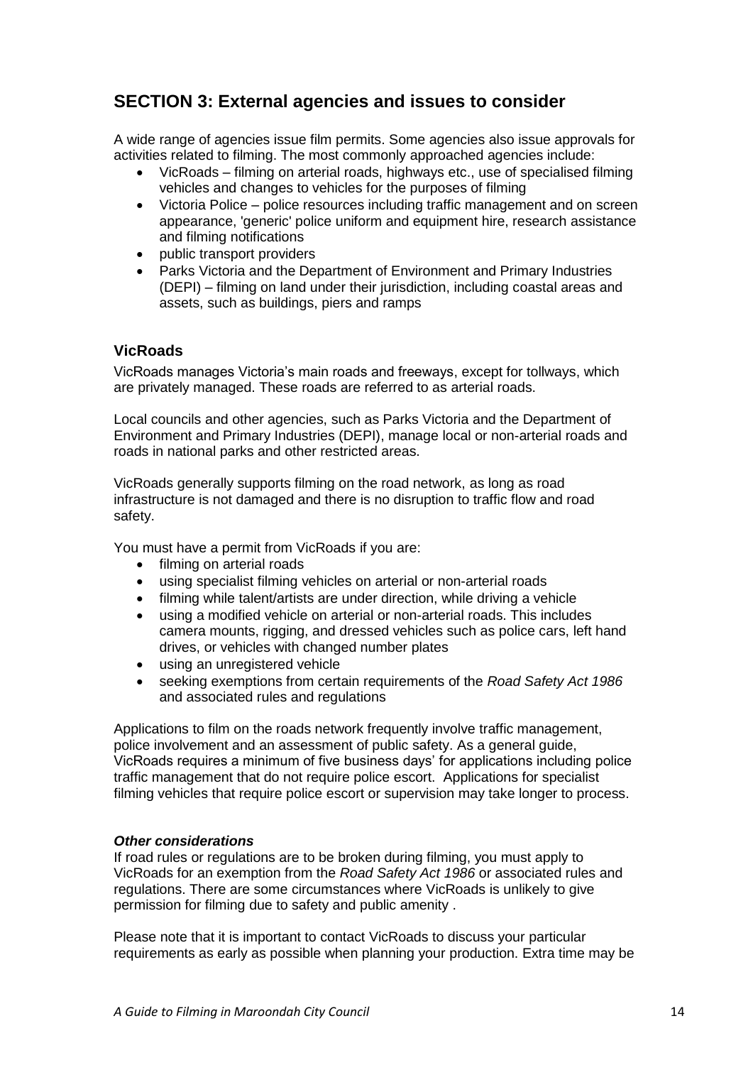## SECTION 3: External agencies and issues to consider

A wide range of agencies issue film permits. Some agencies also issue approvals for activities related to filming. The most commonly approached agencies include:

- VicRoads – filming on arterial roads, highways etc., use of specialised filming vehicles and changes to vehicles for the purposes of filming
- Victoria Police – police resources including traffic management and on screen appearance, 'generic' police uniform and equipment hire, research assistance and filming notifications
- public transport providers
- Parks Victoria and the Department of Environment and Primary Industries (DEPI) – filming on land under their jurisdiction, including coastal areas and assets, such as buildings, piers and ramps

### VicRoads

VicRoads manages Victoria's main roads and freeways, except for tollways, which are privately managed. These roads are referred to as arterial roads.

Local councils and other agencies, such as Parks Victoria and the Department of Environment and Primary Industries (DEPI), manage local or non-arterial roads and roads in national parks and other restricted areas.

VicRoads generally supports filming on the road network, as long as road infrastructure is not damaged and there is no disruption to traffic flow and road safety.

You must have a permit from VicRoads if you are:

- filming on arterial roads
- using specialist filming vehicles on arterial or non-arterial roads
- filming while talent/artists are under direction, while driving a vehicle
- using a modified vehicle on arterial or non-arterial roads. This includes camera mounts, rigging, and dressed vehicles such as police cars, left hand drives, or vehicles with changed number plates
- using an unregistered vehicle
- seeking exemptions from certain requirements of the *Road Safety Act 1986* and associated rules and regulations

Applications to film on the roads network frequently involve traffic management, police involvement and an assessment of public safety. As a general guide, VicRoads requires a minimum of five business days' for applications including police traffic management that do not require police escort. Applications for specialist filming vehicles that require police escort or supervision may take longer to process.

***Other considerations***

If road rules or regulations are to be broken during filming, you must apply to VicRoads for an exemption from the *Road Safety Act 1986* or associated rules and regulations. There are some circumstances where VicRoads is unlikely to give permission for filming due to safety and public amenity .

Please note that it is important to contact VicRoads to discuss your particular requirements as early as possible when planning your production. Extra time may be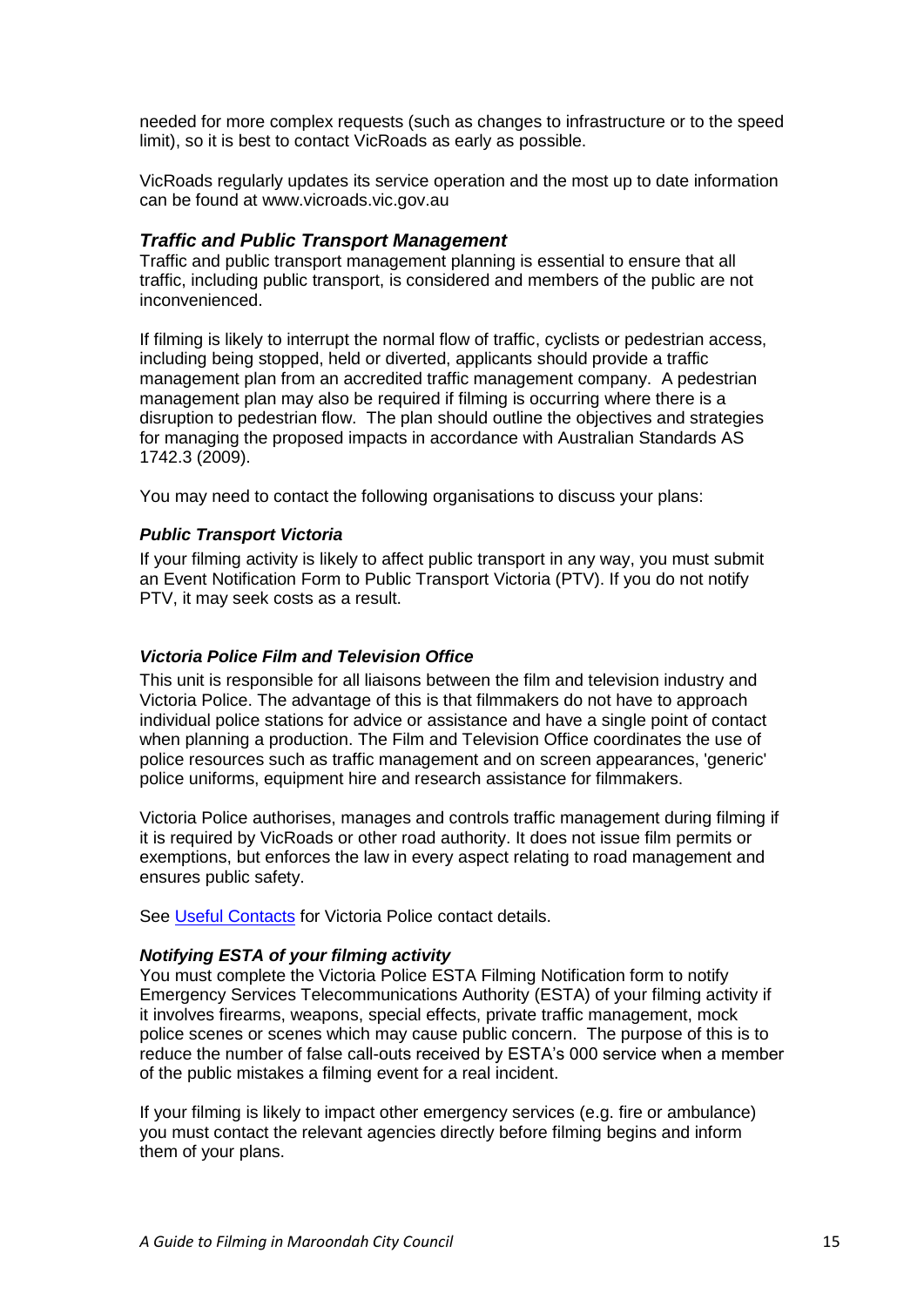needed for more complex requests (such as changes to infrastructure or to the speed limit), so it is best to contact VicRoads as early as possible.

VicRoads regularly updates its service operation and the most up to date information can be found at www.vicroads.vic.gov.au

### *Traffic and Public Transport Management*

Traffic and public transport management planning is essential to ensure that all traffic, including public transport, is considered and members of the public are not inconvenienced.

If filming is likely to interrupt the normal flow of traffic, cyclists or pedestrian access, including being stopped, held or diverted, applicants should provide a traffic management plan from an accredited traffic management company. A pedestrian management plan may also be required if filming is occurring where there is a disruption to pedestrian flow. The plan should outline the objectives and strategies for managing the proposed impacts in accordance with Australian Standards AS 1742.3 (2009).

You may need to contact the following organisations to discuss your plans:

#### *Public Transport Victoria*

If your filming activity is likely to affect public transport in any way, you must submit an Event Notification Form to Public Transport Victoria (PTV). If you do not notify PTV, it may seek costs as a result.

#### *Victoria Police Film and Television Office*

This unit is responsible for all liaisons between the film and television industry and Victoria Police. The advantage of this is that filmmakers do not have to approach individual police stations for advice or assistance and have a single point of contact when planning a production. The Film and Television Office coordinates the use of police resources such as traffic management and on screen appearances, 'generic' police uniforms, equipment hire and research assistance for filmmakers.

Victoria Police authorises, manages and controls traffic management during filming if it is required by VicRoads or other road authority. It does not issue film permits or exemptions, but enforces the law in every aspect relating to road management and ensures public safety.

See [Useful Contacts] for Victoria Police contact details.

#### *Notifying ESTA of your filming activity*

You must complete the Victoria Police ESTA Filming Notification form to notify Emergency Services Telecommunications Authority (ESTA) of your filming activity if it involves firearms, weapons, special effects, private traffic management, mock police scenes or scenes which may cause public concern. The purpose of this is to reduce the number of false call-outs received by ESTA's 000 service when a member of the public mistakes a filming event for a real incident.

If your filming is likely to impact other emergency services (e.g. fire or ambulance) you must contact the relevant agencies directly before filming begins and inform them of your plans.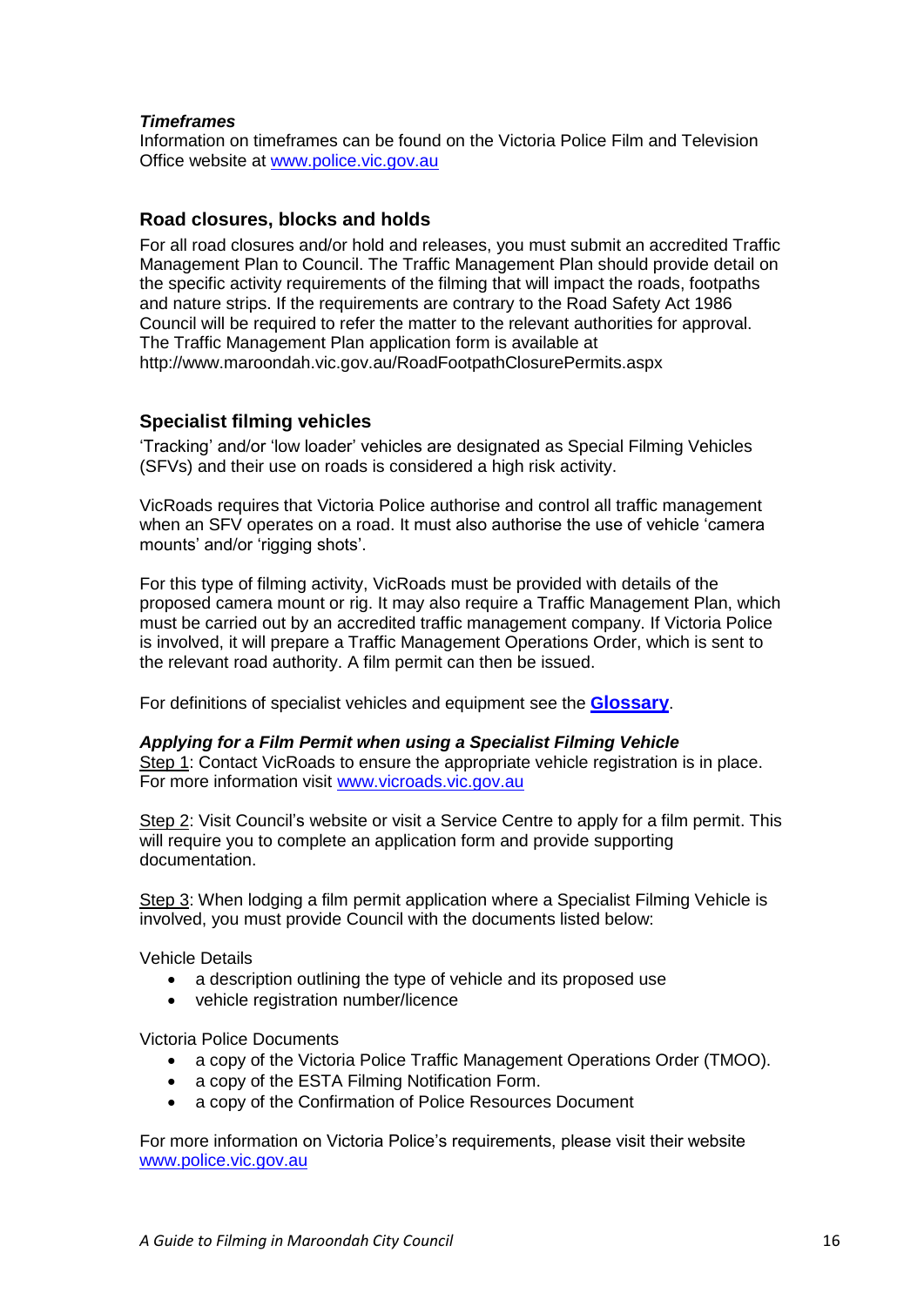***Timeframes***
Information on timeframes can be found on the Victoria Police Film and Television Office website at [www.police.vic.gov.au](http://www.police.vic.gov.au)

## Road closures, blocks and holds

For all road closures and/or hold and releases, you must submit an accredited Traffic Management Plan to Council. The Traffic Management Plan should provide detail on the specific activity requirements of the filming that will impact the roads, footpaths and nature strips. If the requirements are contrary to the Road Safety Act 1986 Council will be required to refer the matter to the relevant authorities for approval. The Traffic Management Plan application form is available at http://www.maroondah.vic.gov.au/RoadFootpathClosurePermits.aspx

## Specialist filming vehicles

'Tracking' and/or 'low loader' vehicles are designated as Special Filming Vehicles (SFVs) and their use on roads is considered a high risk activity.

VicRoads requires that Victoria Police authorise and control all traffic management when an SFV operates on a road. It must also authorise the use of vehicle 'camera mounts' and/or 'rigging shots'.

For this type of filming activity, VicRoads must be provided with details of the proposed camera mount or rig. It may also require a Traffic Management Plan, which must be carried out by an accredited traffic management company. If Victoria Police is involved, it will prepare a Traffic Management Operations Order, which is sent to the relevant road authority. A film permit can then be issued.

For definitions of specialist vehicles and equipment see the **Glossary**.

***Applying for a Film Permit when using a Specialist Filming Vehicle***
Step 1: Contact VicRoads to ensure the appropriate vehicle registration is in place. For more information visit [www.vicroads.vic.gov.au](http://www.vicroads.vic.gov.au)

Step 2: Visit Council's website or visit a Service Centre to apply for a film permit. This will require you to complete an application form and provide supporting documentation.

Step 3: When lodging a film permit application where a Specialist Filming Vehicle is involved, you must provide Council with the documents listed below:

Vehicle Details

- a description outlining the type of vehicle and its proposed use
- vehicle registration number/licence

Victoria Police Documents

- a copy of the Victoria Police Traffic Management Operations Order (TMOO).
- a copy of the ESTA Filming Notification Form.
- a copy of the Confirmation of Police Resources Document

For more information on Victoria Police's requirements, please visit their website [www.police.vic.gov.au](http://www.police.vic.gov.au)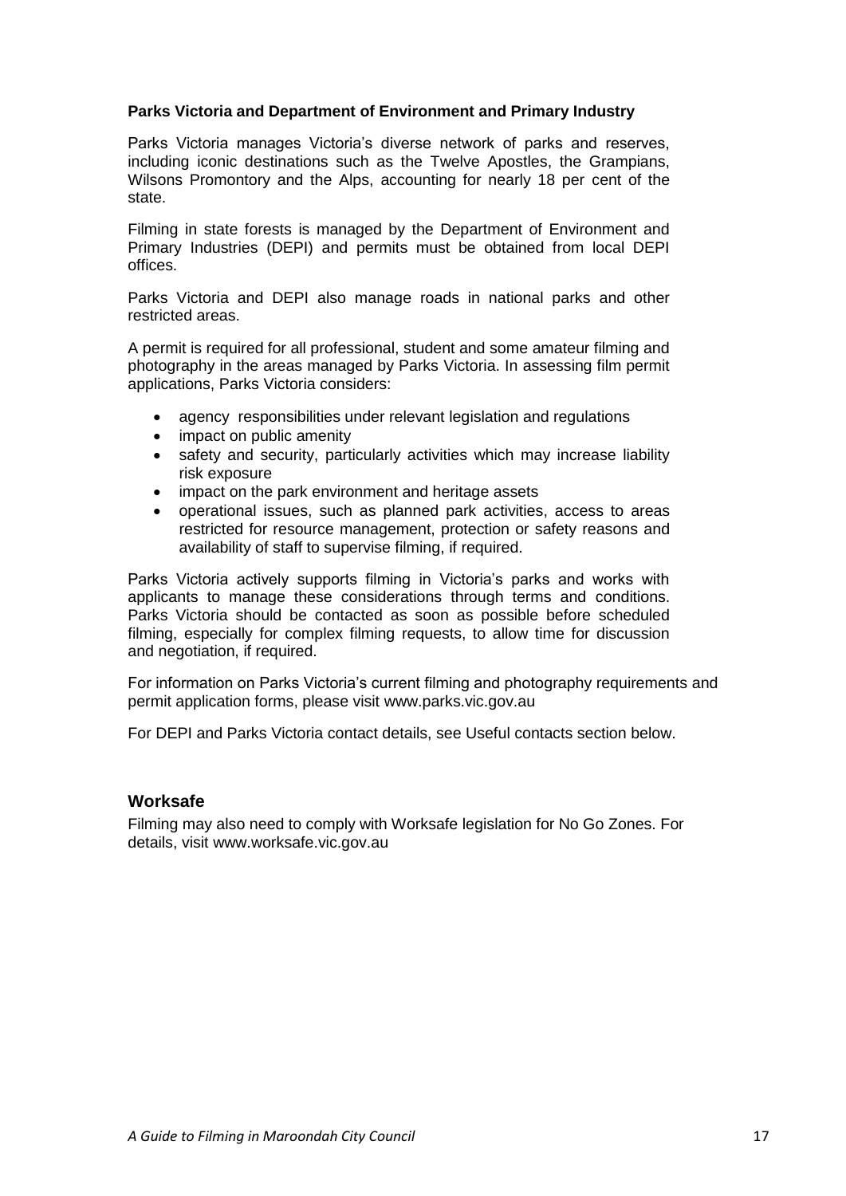### Parks Victoria and Department of Environment and Primary Industry

Parks Victoria manages Victoria's diverse network of parks and reserves, including iconic destinations such as the Twelve Apostles, the Grampians, Wilsons Promontory and the Alps, accounting for nearly 18 per cent of the state.

Filming in state forests is managed by the Department of Environment and Primary Industries (DEPI) and permits must be obtained from local DEPI offices.

Parks Victoria and DEPI also manage roads in national parks and other restricted areas.

A permit is required for all professional, student and some amateur filming and photography in the areas managed by Parks Victoria. In assessing film permit applications, Parks Victoria considers:

- agency responsibilities under relevant legislation and regulations
- impact on public amenity
- safety and security, particularly activities which may increase liability risk exposure
- impact on the park environment and heritage assets
- operational issues, such as planned park activities, access to areas restricted for resource management, protection or safety reasons and availability of staff to supervise filming, if required.

Parks Victoria actively supports filming in Victoria's parks and works with applicants to manage these considerations through terms and conditions. Parks Victoria should be contacted as soon as possible before scheduled filming, especially for complex filming requests, to allow time for discussion and negotiation, if required.

For information on Parks Victoria's current filming and photography requirements and permit application forms, please visit www.parks.vic.gov.au

For DEPI and Parks Victoria contact details, see Useful contacts section below.

## Worksafe

Filming may also need to comply with Worksafe legislation for No Go Zones. For details, visit www.worksafe.vic.gov.au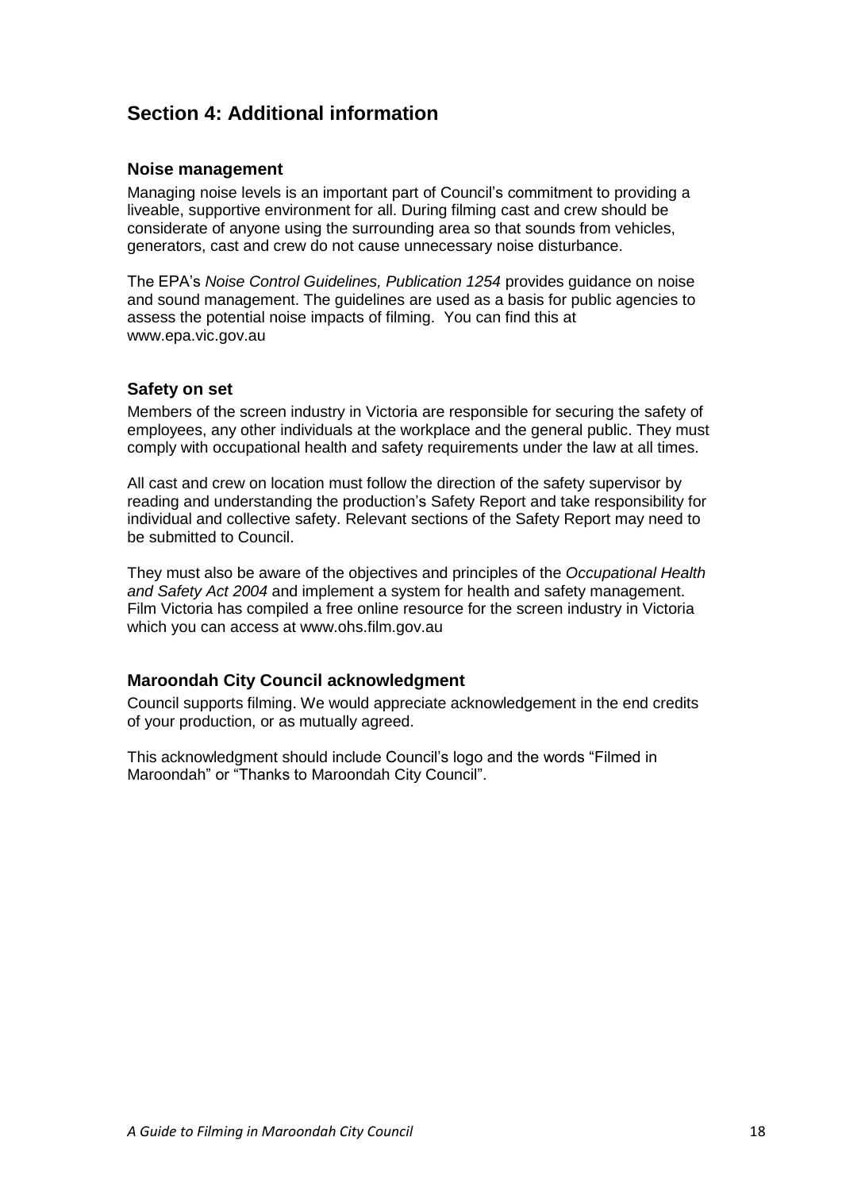## Section 4: Additional information

### Noise management

Managing noise levels is an important part of Council's commitment to providing a liveable, supportive environment for all. During filming cast and crew should be considerate of anyone using the surrounding area so that sounds from vehicles, generators, cast and crew do not cause unnecessary noise disturbance.

The EPA's *Noise Control Guidelines, Publication 1254* provides guidance on noise and sound management. The guidelines are used as a basis for public agencies to assess the potential noise impacts of filming. You can find this at www.epa.vic.gov.au

### Safety on set

Members of the screen industry in Victoria are responsible for securing the safety of employees, any other individuals at the workplace and the general public. They must comply with occupational health and safety requirements under the law at all times.

All cast and crew on location must follow the direction of the safety supervisor by reading and understanding the production's Safety Report and take responsibility for individual and collective safety. Relevant sections of the Safety Report may need to be submitted to Council.

They must also be aware of the objectives and principles of the *Occupational Health and Safety Act 2004* and implement a system for health and safety management. Film Victoria has compiled a free online resource for the screen industry in Victoria which you can access at www.ohs.film.gov.au

### Maroondah City Council acknowledgment

Council supports filming. We would appreciate acknowledgement in the end credits of your production, or as mutually agreed.

This acknowledgment should include Council's logo and the words "Filmed in Maroondah" or "Thanks to Maroondah City Council".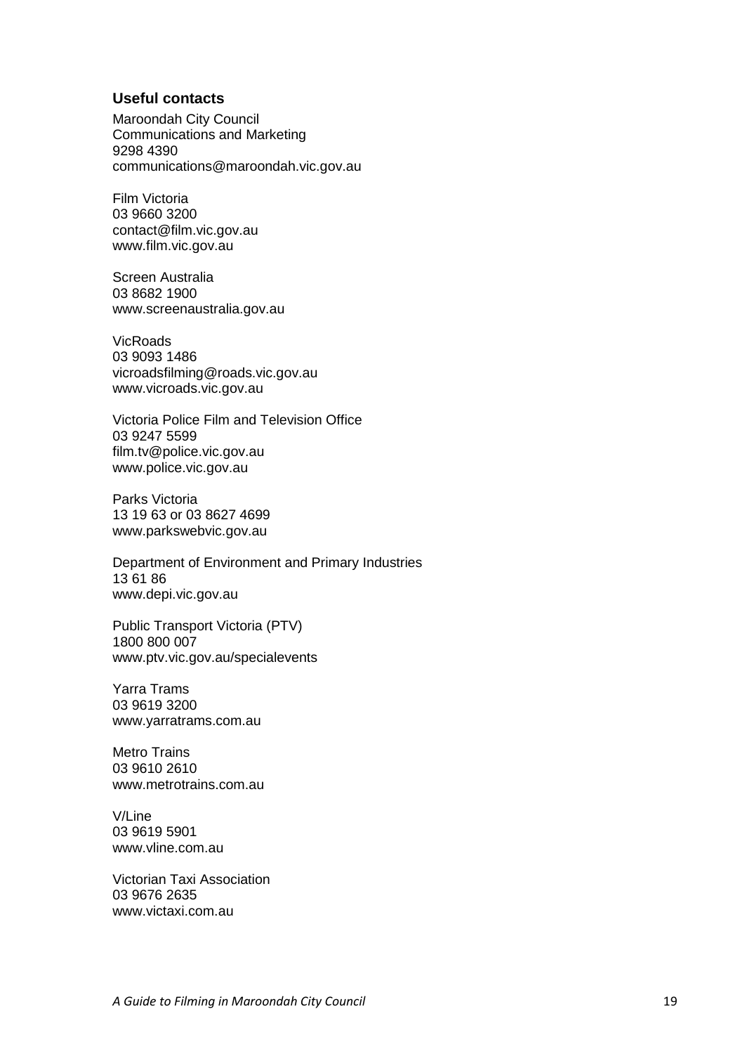### Useful contacts

Maroondah City Council
Communications and Marketing
9298 4390
communications@maroondah.vic.gov.au

Film Victoria
03 9660 3200
contact@film.vic.gov.au
www.film.vic.gov.au

Screen Australia
03 8682 1900
www.screenaustralia.gov.au

VicRoads
03 9093 1486
vicroadsfilming@roads.vic.gov.au
www.vicroads.vic.gov.au

Victoria Police Film and Television Office
03 9247 5599
film.tv@police.vic.gov.au
www.police.vic.gov.au

Parks Victoria
13 19 63 or 03 8627 4699
www.parkswebvic.gov.au

Department of Environment and Primary Industries
13 61 86
www.depi.vic.gov.au

Public Transport Victoria (PTV)
1800 800 007
www.ptv.vic.gov.au/specialevents

Yarra Trams
03 9619 3200
www.yarratrams.com.au

Metro Trains
03 9610 2610
www.metrotrains.com.au

V/Line
03 9619 5901
www.vline.com.au

Victorian Taxi Association
03 9676 2635
www.victaxi.com.au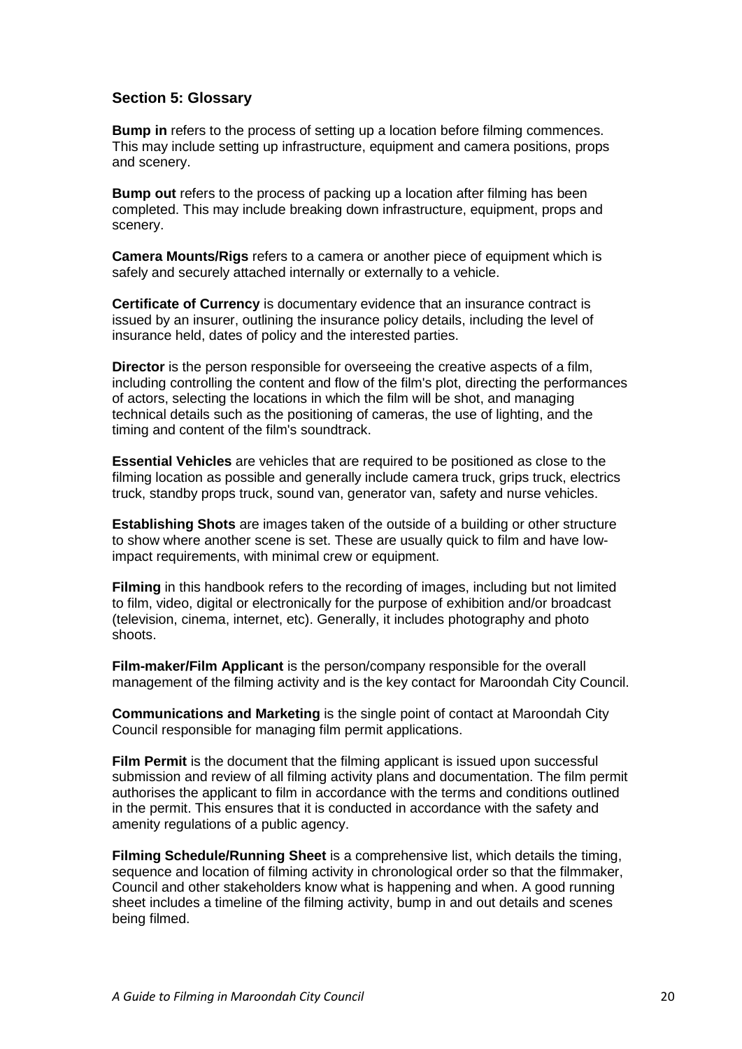## Section 5: Glossary

**Bump in** refers to the process of setting up a location before filming commences. This may include setting up infrastructure, equipment and camera positions, props and scenery.

**Bump out** refers to the process of packing up a location after filming has been completed. This may include breaking down infrastructure, equipment, props and scenery.

**Camera Mounts/Rigs** refers to a camera or another piece of equipment which is safely and securely attached internally or externally to a vehicle.

**Certificate of Currency** is documentary evidence that an insurance contract is issued by an insurer, outlining the insurance policy details, including the level of insurance held, dates of policy and the interested parties.

**Director** is the person responsible for overseeing the creative aspects of a film, including controlling the content and flow of the film's plot, directing the performances of actors, selecting the locations in which the film will be shot, and managing technical details such as the positioning of cameras, the use of lighting, and the timing and content of the film's soundtrack.

**Essential Vehicles** are vehicles that are required to be positioned as close to the filming location as possible and generally include camera truck, grips truck, electrics truck, standby props truck, sound van, generator van, safety and nurse vehicles.

**Establishing Shots** are images taken of the outside of a building or other structure to show where another scene is set. These are usually quick to film and have low-impact requirements, with minimal crew or equipment.

**Filming** in this handbook refers to the recording of images, including but not limited to film, video, digital or electronically for the purpose of exhibition and/or broadcast (television, cinema, internet, etc). Generally, it includes photography and photo shoots.

**Film-maker/Film Applicant** is the person/company responsible for the overall management of the filming activity and is the key contact for Maroondah City Council.

**Communications and Marketing** is the single point of contact at Maroondah City Council responsible for managing film permit applications.

**Film Permit** is the document that the filming applicant is issued upon successful submission and review of all filming activity plans and documentation. The film permit authorises the applicant to film in accordance with the terms and conditions outlined in the permit. This ensures that it is conducted in accordance with the safety and amenity regulations of a public agency.

**Filming Schedule/Running Sheet** is a comprehensive list, which details the timing, sequence and location of filming activity in chronological order so that the filmmaker, Council and other stakeholders know what is happening and when. A good running sheet includes a timeline of the filming activity, bump in and out details and scenes being filmed.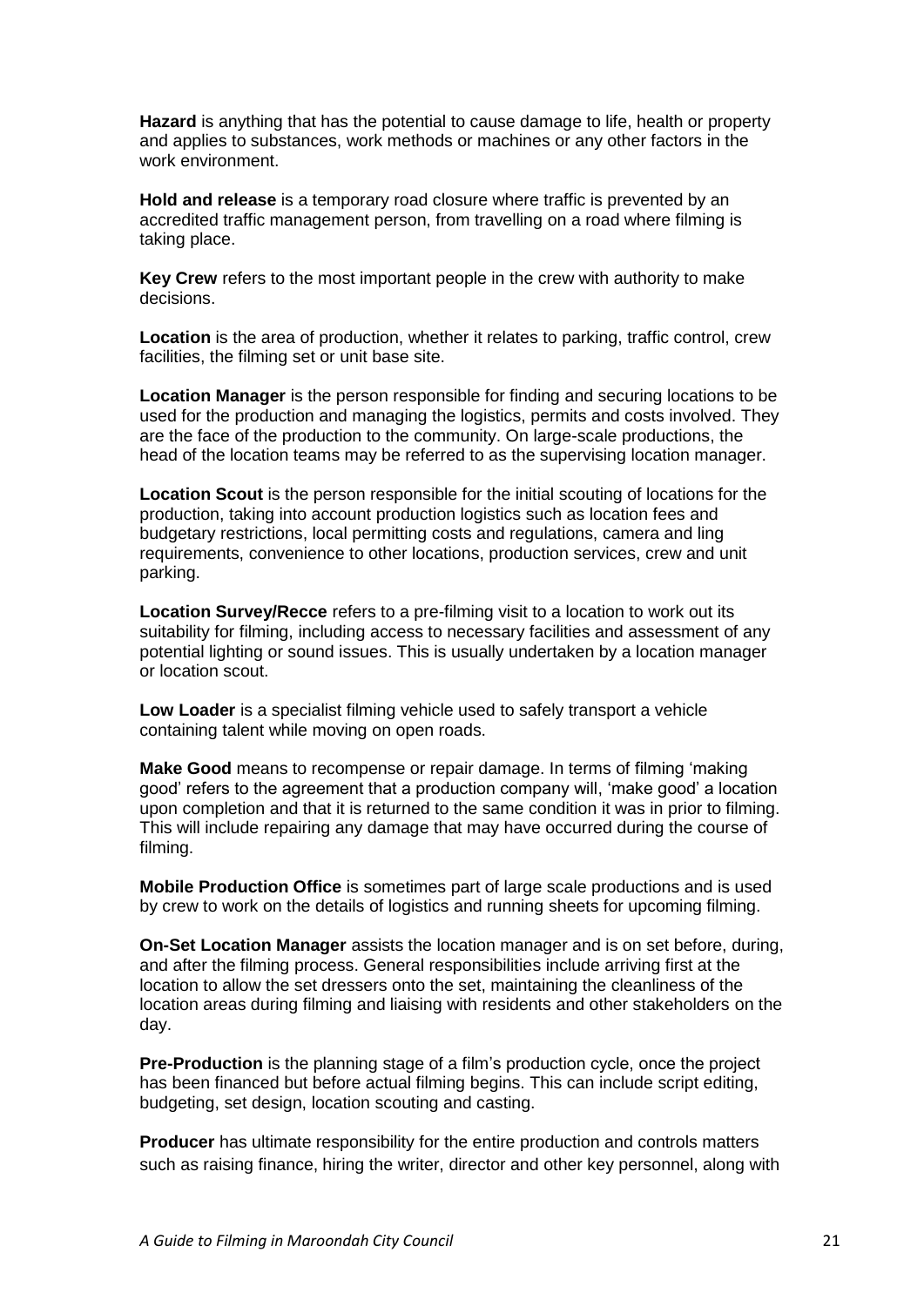**Hazard** is anything that has the potential to cause damage to life, health or property and applies to substances, work methods or machines or any other factors in the work environment.

**Hold and release** is a temporary road closure where traffic is prevented by an accredited traffic management person, from travelling on a road where filming is taking place.

**Key Crew** refers to the most important people in the crew with authority to make decisions.

**Location** is the area of production, whether it relates to parking, traffic control, crew facilities, the filming set or unit base site.

**Location Manager** is the person responsible for finding and securing locations to be used for the production and managing the logistics, permits and costs involved. They are the face of the production to the community. On large-scale productions, the head of the location teams may be referred to as the supervising location manager.

**Location Scout** is the person responsible for the initial scouting of locations for the production, taking into account production logistics such as location fees and budgetary restrictions, local permitting costs and regulations, camera and ling requirements, convenience to other locations, production services, crew and unit parking.

**Location Survey/Recce** refers to a pre-filming visit to a location to work out its suitability for filming, including access to necessary facilities and assessment of any potential lighting or sound issues. This is usually undertaken by a location manager or location scout.

**Low Loader** is a specialist filming vehicle used to safely transport a vehicle containing talent while moving on open roads.

**Make Good** means to recompense or repair damage. In terms of filming 'making good' refers to the agreement that a production company will, 'make good' a location upon completion and that it is returned to the same condition it was in prior to filming. This will include repairing any damage that may have occurred during the course of filming.

**Mobile Production Office** is sometimes part of large scale productions and is used by crew to work on the details of logistics and running sheets for upcoming filming.

**On-Set Location Manager** assists the location manager and is on set before, during, and after the filming process. General responsibilities include arriving first at the location to allow the set dressers onto the set, maintaining the cleanliness of the location areas during filming and liaising with residents and other stakeholders on the day.

**Pre-Production** is the planning stage of a film's production cycle, once the project has been financed but before actual filming begins. This can include script editing, budgeting, set design, location scouting and casting.

**Producer** has ultimate responsibility for the entire production and controls matters such as raising finance, hiring the writer, director and other key personnel, along with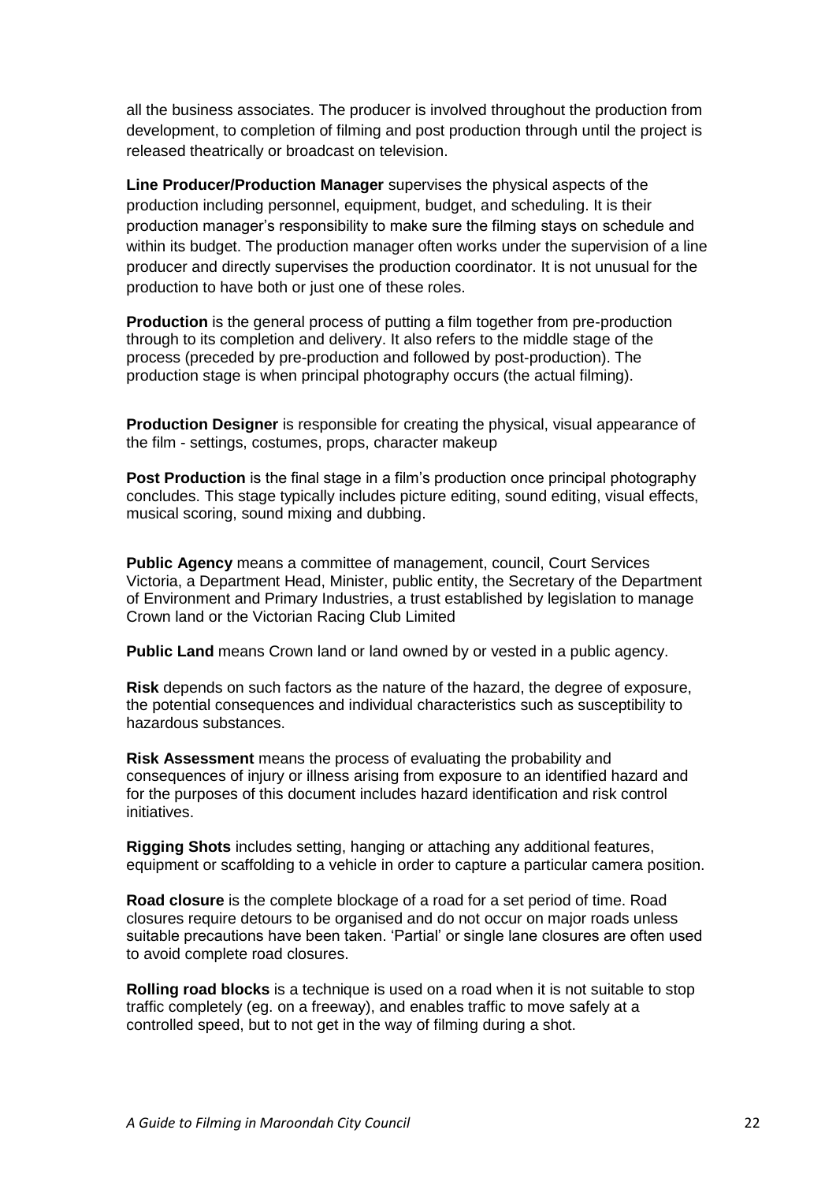all the business associates. The producer is involved throughout the production from development, to completion of filming and post production through until the project is released theatrically or broadcast on television.

**Line Producer/Production Manager** supervises the physical aspects of the production including personnel, equipment, budget, and scheduling. It is their production manager's responsibility to make sure the filming stays on schedule and within its budget. The production manager often works under the supervision of a line producer and directly supervises the production coordinator. It is not unusual for the production to have both or just one of these roles.

**Production** is the general process of putting a film together from pre-production through to its completion and delivery. It also refers to the middle stage of the process (preceded by pre-production and followed by post-production). The production stage is when principal photography occurs (the actual filming).

**Production Designer** is responsible for creating the physical, visual appearance of the film - settings, costumes, props, character makeup

**Post Production** is the final stage in a film's production once principal photography concludes. This stage typically includes picture editing, sound editing, visual effects, musical scoring, sound mixing and dubbing.

**Public Agency** means a committee of management, council, Court Services Victoria, a Department Head, Minister, public entity, the Secretary of the Department of Environment and Primary Industries, a trust established by legislation to manage Crown land or the Victorian Racing Club Limited

**Public Land** means Crown land or land owned by or vested in a public agency.

**Risk** depends on such factors as the nature of the hazard, the degree of exposure, the potential consequences and individual characteristics such as susceptibility to hazardous substances.

**Risk Assessment** means the process of evaluating the probability and consequences of injury or illness arising from exposure to an identified hazard and for the purposes of this document includes hazard identification and risk control initiatives.

**Rigging Shots** includes setting, hanging or attaching any additional features, equipment or scaffolding to a vehicle in order to capture a particular camera position.

**Road closure** is the complete blockage of a road for a set period of time. Road closures require detours to be organised and do not occur on major roads unless suitable precautions have been taken. 'Partial' or single lane closures are often used to avoid complete road closures.

**Rolling road blocks** is a technique is used on a road when it is not suitable to stop traffic completely (eg. on a freeway), and enables traffic to move safely at a controlled speed, but to not get in the way of filming during a shot.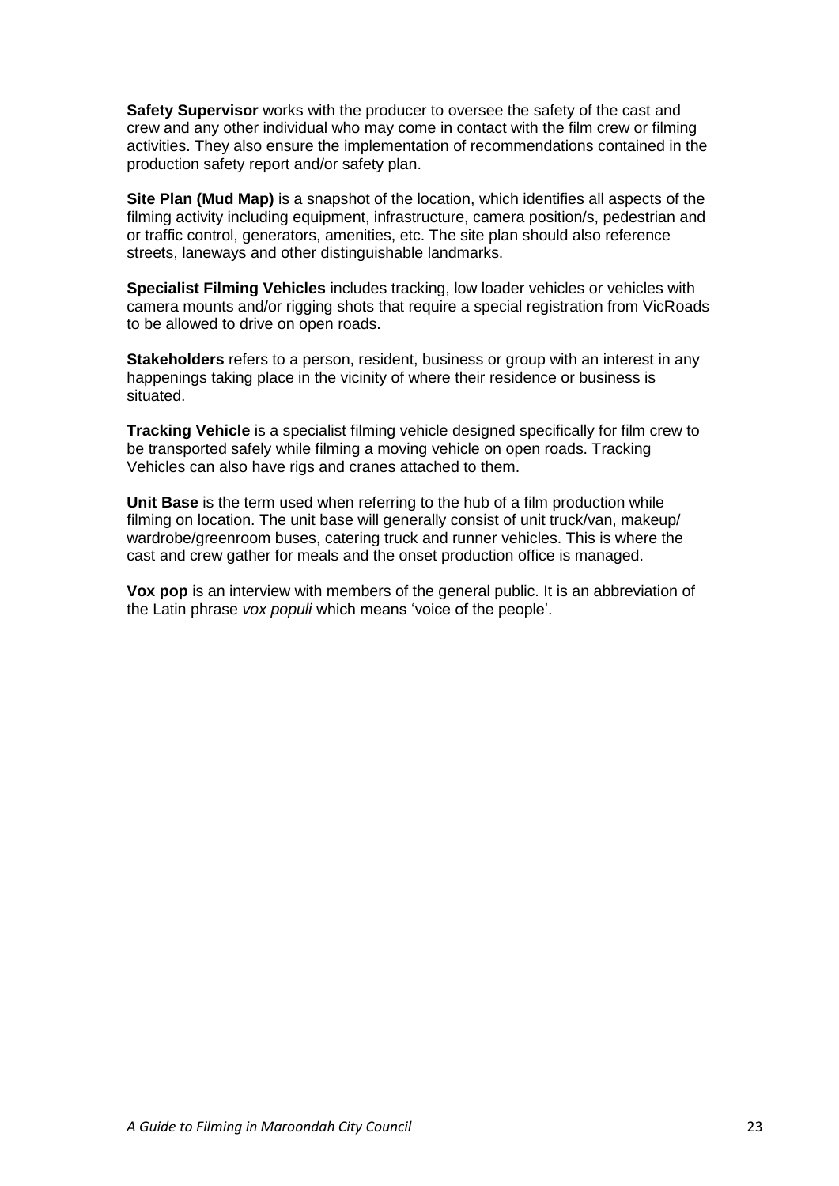**Safety Supervisor** works with the producer to oversee the safety of the cast and crew and any other individual who may come in contact with the film crew or filming activities. They also ensure the implementation of recommendations contained in the production safety report and/or safety plan.

**Site Plan (Mud Map)** is a snapshot of the location, which identifies all aspects of the filming activity including equipment, infrastructure, camera position/s, pedestrian and or traffic control, generators, amenities, etc. The site plan should also reference streets, laneways and other distinguishable landmarks.

**Specialist Filming Vehicles** includes tracking, low loader vehicles or vehicles with camera mounts and/or rigging shots that require a special registration from VicRoads to be allowed to drive on open roads.

**Stakeholders** refers to a person, resident, business or group with an interest in any happenings taking place in the vicinity of where their residence or business is situated.

**Tracking Vehicle** is a specialist filming vehicle designed specifically for film crew to be transported safely while filming a moving vehicle on open roads. Tracking Vehicles can also have rigs and cranes attached to them.

**Unit Base** is the term used when referring to the hub of a film production while filming on location. The unit base will generally consist of unit truck/van, makeup/ wardrobe/greenroom buses, catering truck and runner vehicles. This is where the cast and crew gather for meals and the onset production office is managed.

**Vox pop** is an interview with members of the general public. It is an abbreviation of the Latin phrase *vox populi* which means 'voice of the people'.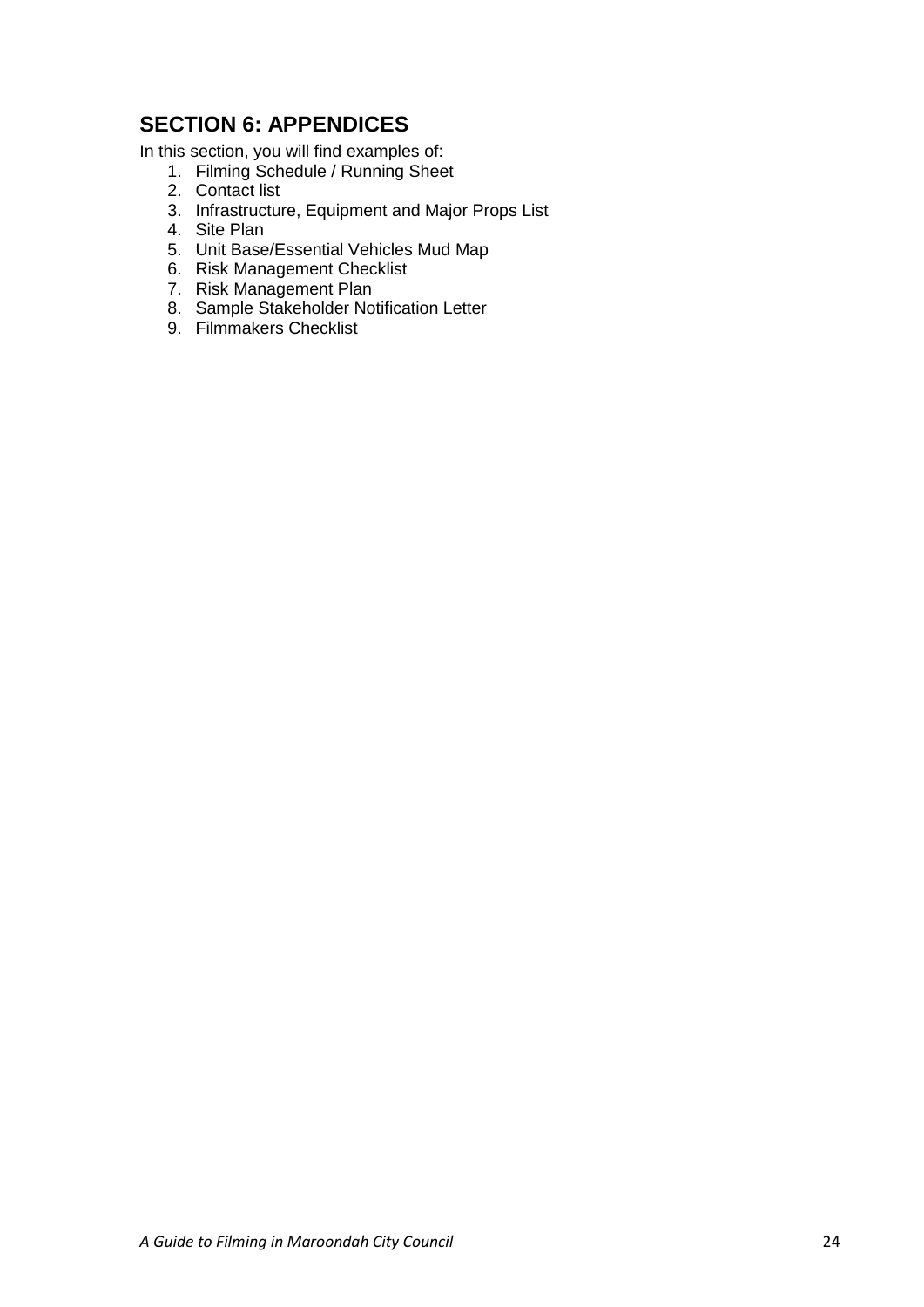## SECTION 6: APPENDICES

In this section, you will find examples of:

1. Filming Schedule / Running Sheet
2. Contact list
3. Infrastructure, Equipment and Major Props List
4. Site Plan
5. Unit Base/Essential Vehicles Mud Map
6. Risk Management Checklist
7. Risk Management Plan
8. Sample Stakeholder Notification Letter
9. Filmmakers Checklist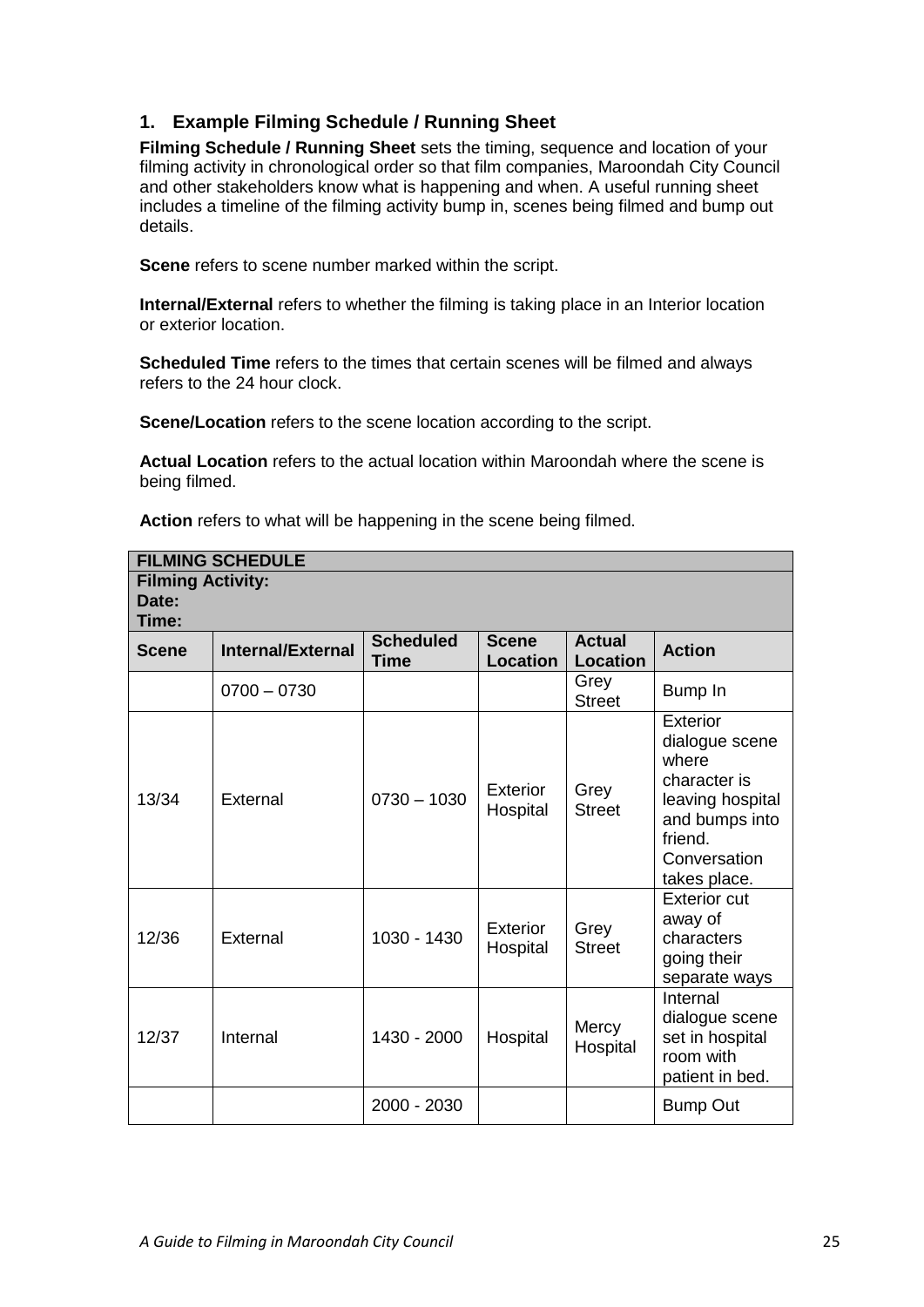## 1. Example Filming Schedule / Running Sheet

**Filming Schedule / Running Sheet** sets the timing, sequence and location of your filming activity in chronological order so that film companies, Maroondah City Council and other stakeholders know what is happening and when. A useful running sheet includes a timeline of the filming activity bump in, scenes being filmed and bump out details.

**Scene** refers to scene number marked within the script.

**Internal/External** refers to whether the filming is taking place in an Interior location or exterior location.

**Scheduled Time** refers to the times that certain scenes will be filmed and always refers to the 24 hour clock.

**Scene/Location** refers to the scene location according to the script.

**Actual Location** refers to the actual location within Maroondah where the scene is being filmed.

**Action** refers to what will be happening in the scene being filmed.

| **FILMING SCHEDULE** | | | | | |
|---|---|---|---|---|---|
| **Filming Activity:**<br>**Date:**<br>**Time:** | | | | | |
| **Scene** | **Internal/External** | **Scheduled Time** | **Scene Location** | **Actual Location** | **Action** |
| | 0700 – 0730 | | | Grey Street | Bump In |
| 13/34 | External | 0730 – 1030 | Exterior Hospital | Grey Street | Exterior dialogue scene where character is leaving hospital and bumps into friend. Conversation takes place. |
| 12/36 | External | 1030 - 1430 | Exterior Hospital | Grey Street | Exterior cut away of characters going their separate ways |
| 12/37 | Internal | 1430 - 2000 | Hospital | Mercy Hospital | Internal dialogue scene set in hospital room with patient in bed. |
| | | 2000 - 2030 | | | Bump Out |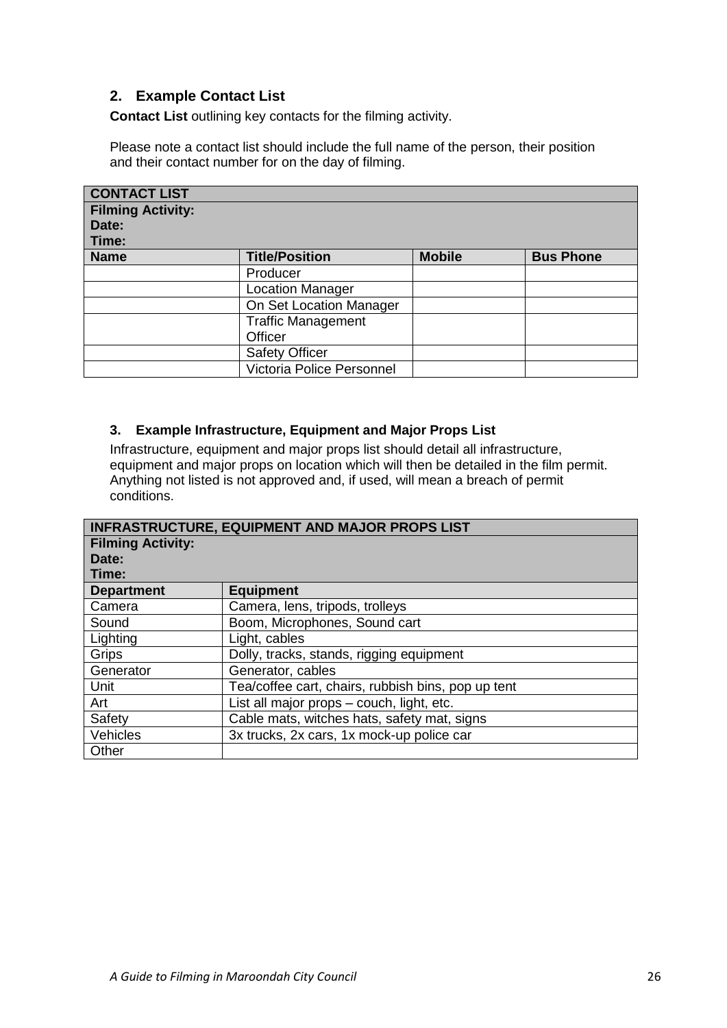## 2. Example Contact List

**Contact List** outlining key contacts for the filming activity.

Please note a contact list should include the full name of the person, their position and their contact number for on the day of filming.

| **CONTACT LIST** | | | |
|---|---|---|---|
| **Filming Activity:**<br>**Date:**<br>**Time:** | | | |
| **Name** | **Title/Position** | **Mobile** | **Bus Phone** |
| | Producer | | |
| | Location Manager | | |
| | On Set Location Manager | | |
| | Traffic Management Officer | | |
| | Safety Officer | | |
| | Victoria Police Personnel | | |

### 3. Example Infrastructure, Equipment and Major Props List

Infrastructure, equipment and major props list should detail all infrastructure, equipment and major props on location which will then be detailed in the film permit. Anything not listed is not approved and, if used, will mean a breach of permit conditions.

| **INFRASTRUCTURE, EQUIPMENT AND MAJOR PROPS LIST** | |
|---|---|
| **Filming Activity:**<br>**Date:**<br>**Time:** | |
| **Department** | **Equipment** |
| Camera | Camera, lens, tripods, trolleys |
| Sound | Boom, Microphones, Sound cart |
| Lighting | Light, cables |
| Grips | Dolly, tracks, stands, rigging equipment |
| Generator | Generator, cables |
| Unit | Tea/coffee cart, chairs, rubbish bins, pop up tent |
| Art | List all major props – couch, light, etc. |
| Safety | Cable mats, witches hats, safety mat, signs |
| Vehicles | 3x trucks, 2x cars, 1x mock-up police car |
| Other | |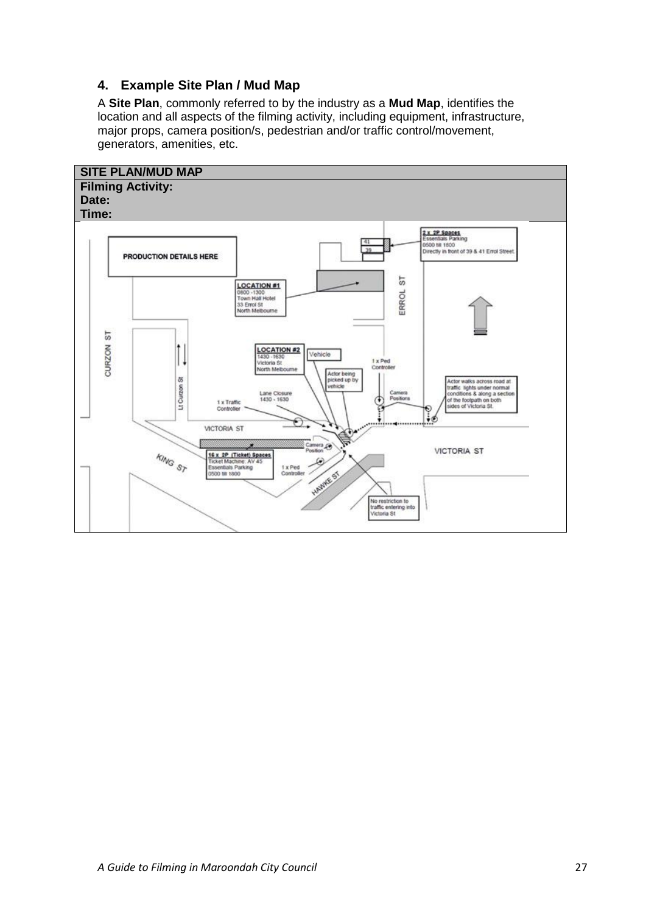## 4. Example Site Plan / Mud Map

A **Site Plan**, commonly referred to by the industry as a **Mud Map**, identifies the location and all aspects of the filming activity, including equipment, infrastructure, major props, camera position/s, pedestrian and/or traffic control/movement, generators, amenities, etc.

**SITE PLAN/MUD MAP**

**Filming Activity:**

**Date:**

**Time:**

PRODUCTION DETAILS HERE

**LOCATION #1**
0800 -1300
Town Hall Hotel
33 Errol St
North Melbourne

**2 x 2P Spaces**
Essentials Parking
0500 till 1800
Directly in front of 39 & 41 Errol Street.

41
39

ERROL ST

CURZON ST

Lt Curzon St

**LOCATION #2**
1430 - 1630
Victoria St
North Melbourne

Vehicle

Actor being picked up by vehicle

1 x Ped Controller

Camera Positions

Actor walks across road at traffic lights under normal conditions & along a section of the footpath on both sides of Victoria St.

Lane Closure
1430 - 1630

1 x Traffic Controller

VICTORIA ST

Camera Position

**16 x 2P (Ticket) Spaces**
Ticket Machine: AV 45
Essentials Parking
0500 till 1800

1 x Ped Controller

KING ST

HAWKE ST

VICTORIA ST

No restriction to traffic entering into Victoria St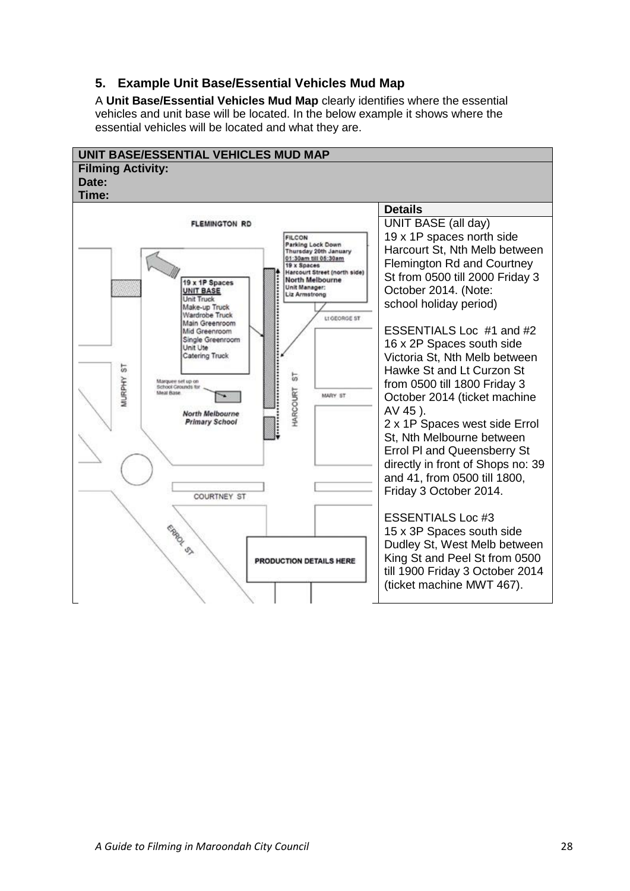## 5. Example Unit Base/Essential Vehicles Mud Map

A **Unit Base/Essential Vehicles Mud Map** clearly identifies where the essential vehicles and unit base will be located. In the below example it shows where the essential vehicles will be located and what they are.

**UNIT BASE/ESSENTIAL VEHICLES MUD MAP**

**Filming Activity:**

**Date:**

**Time:**

FLEMINGTON RD

FILCON
Parking Lock Down
Thursday 20th January
01:30am till 05:30am
19 x Spaces
Harcourt Street (north side)
North Melbourne
Unit Manager:
Liz Armstrong

19 x 1P Spaces
UNIT BASE
Unit Truck
Make-up Truck
Wardrobe Truck
Main Greenroom
Mid Greenroom
Single Greenroom
Unit Ute
Catering Truck

Lt GEORGE ST

MURPHY ST

Marquee set up on School Grounds for Meal Base

HARCOURT ST

MARY ST

North Melbourne Primary School

COURTNEY ST

ERROL ST

PRODUCTION DETAILS HERE

**Details**

UNIT BASE (all day)
19 x 1P spaces north side Harcourt St, Nth Melb between Flemington Rd and Courtney St from 0500 till 2000 Friday 3 October 2014. (Note: school holiday period)

ESSENTIALS Loc #1 and #2
16 x 2P Spaces south side Victoria St, Nth Melb between Hawke St and Lt Curzon St from 0500 till 1800 Friday 3 October 2014 (ticket machine AV 45 ).
2 x 1P Spaces west side Errol St, Nth Melbourne between Errol Pl and Queensberry St directly in front of Shops no: 39 and 41, from 0500 till 1800, Friday 3 October 2014.

ESSENTIALS Loc #3
15 x 3P Spaces south side Dudley St, West Melb between King St and Peel St from 0500 till 1900 Friday 3 October 2014 (ticket machine MWT 467).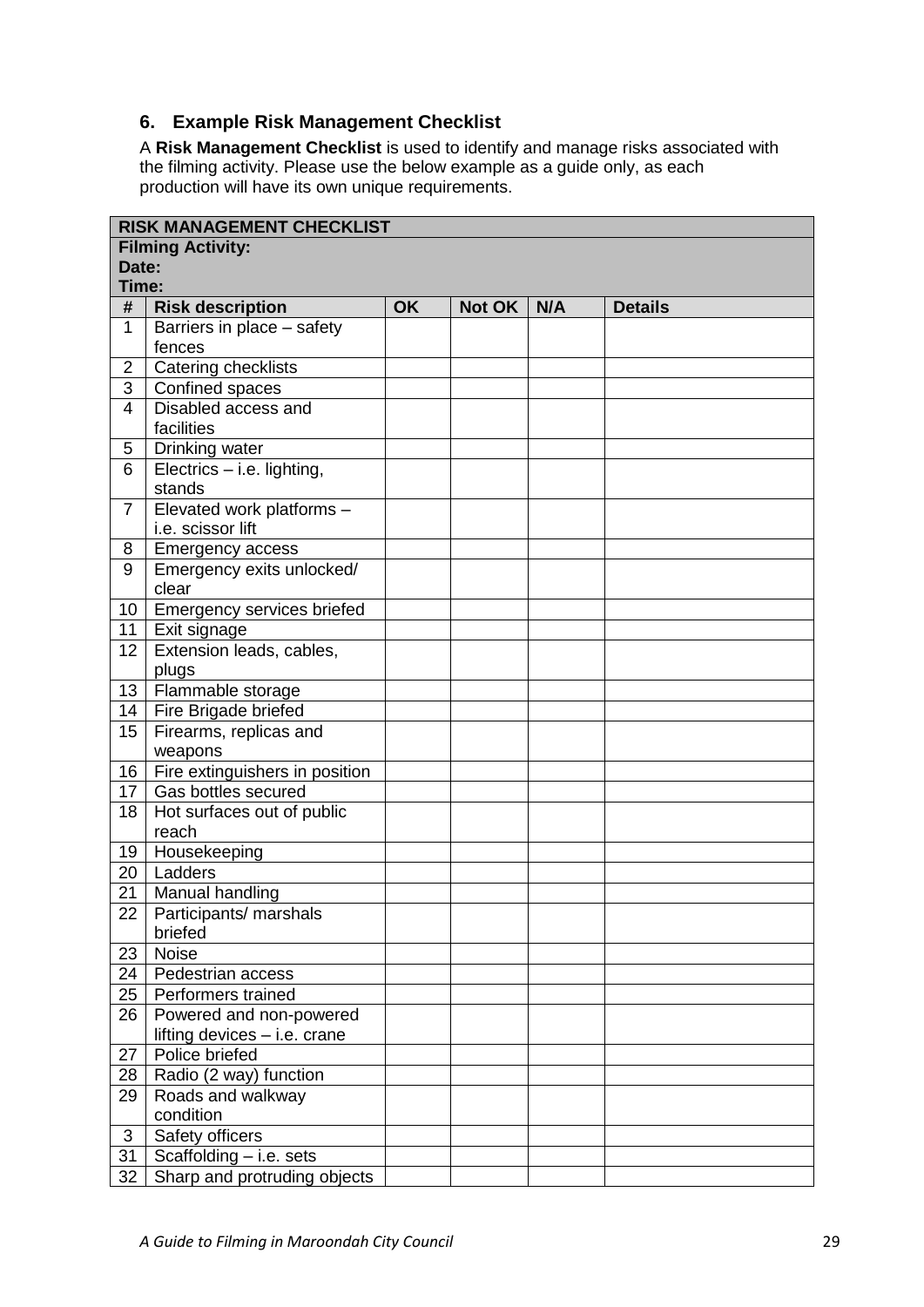## 6. Example Risk Management Checklist

A **Risk Management Checklist** is used to identify and manage risks associated with the filming activity. Please use the below example as a guide only, as each production will have its own unique requirements.

| **RISK MANAGEMENT CHECKLIST** | | | | | |
|---|---|---|---|---|---|
| **Filming Activity:** | | | | | |
| **Date:** | | | | | |
| **Time:** | | | | | |
| **#** | **Risk description** | **OK** | **Not OK** | **N/A** | **Details** |
| 1 | Barriers in place – safety fences | | | | |
| 2 | Catering checklists | | | | |
| 3 | Confined spaces | | | | |
| 4 | Disabled access and facilities | | | | |
| 5 | Drinking water | | | | |
| 6 | Electrics – i.e. lighting, stands | | | | |
| 7 | Elevated work platforms – i.e. scissor lift | | | | |
| 8 | Emergency access | | | | |
| 9 | Emergency exits unlocked/ clear | | | | |
| 10 | Emergency services briefed | | | | |
| 11 | Exit signage | | | | |
| 12 | Extension leads, cables, plugs | | | | |
| 13 | Flammable storage | | | | |
| 14 | Fire Brigade briefed | | | | |
| 15 | Firearms, replicas and weapons | | | | |
| 16 | Fire extinguishers in position | | | | |
| 17 | Gas bottles secured | | | | |
| 18 | Hot surfaces out of public reach | | | | |
| 19 | Housekeeping | | | | |
| 20 | Ladders | | | | |
| 21 | Manual handling | | | | |
| 22 | Participants/ marshals briefed | | | | |
| 23 | Noise | | | | |
| 24 | Pedestrian access | | | | |
| 25 | Performers trained | | | | |
| 26 | Powered and non-powered lifting devices – i.e. crane | | | | |
| 27 | Police briefed | | | | |
| 28 | Radio (2 way) function | | | | |
| 29 | Roads and walkway condition | | | | |
| 3 | Safety officers | | | | |
| 31 | Scaffolding – i.e. sets | | | | |
| 32 | Sharp and protruding objects | | | | |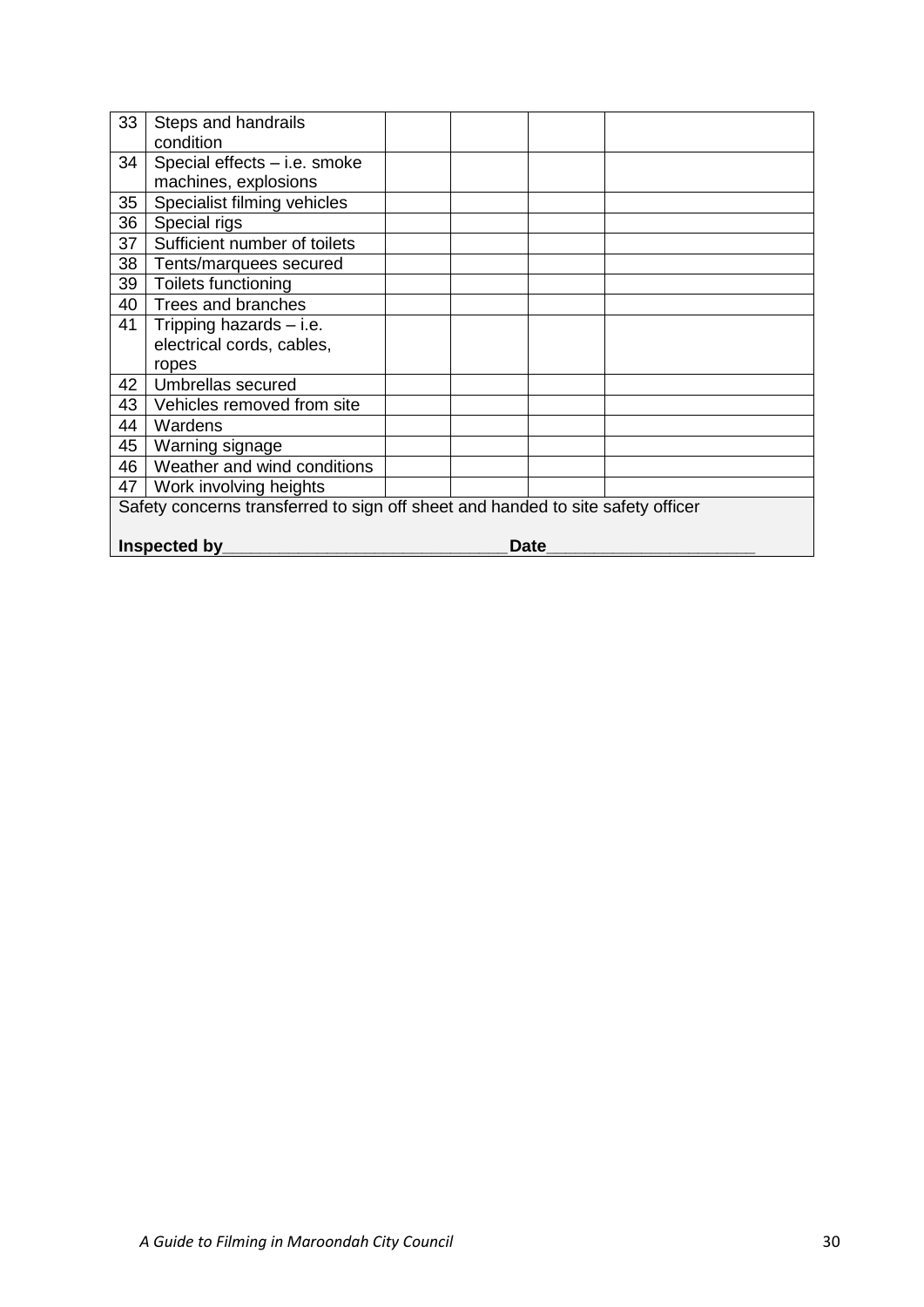| | | | | | |
|---|---|---|---|---|---|
| 33 | Steps and handrails condition | | | | |
| 34 | Special effects – i.e. smoke machines, explosions | | | | |
| 35 | Specialist filming vehicles | | | | |
| 36 | Special rigs | | | | |
| 37 | Sufficient number of toilets | | | | |
| 38 | Tents/marquees secured | | | | |
| 39 | Toilets functioning | | | | |
| 40 | Trees and branches | | | | |
| 41 | Tripping hazards – i.e. electrical cords, cables, ropes | | | | |
| 42 | Umbrellas secured | | | | |
| 43 | Vehicles removed from site | | | | |
| 44 | Wardens | | | | |
| 45 | Warning signage | | | | |
| 46 | Weather and wind conditions | | | | |
| 47 | Work involving heights | | | | |

Safety concerns transferred to sign off sheet and handed to site safety officer

**Inspected by______________________________ Date______________________**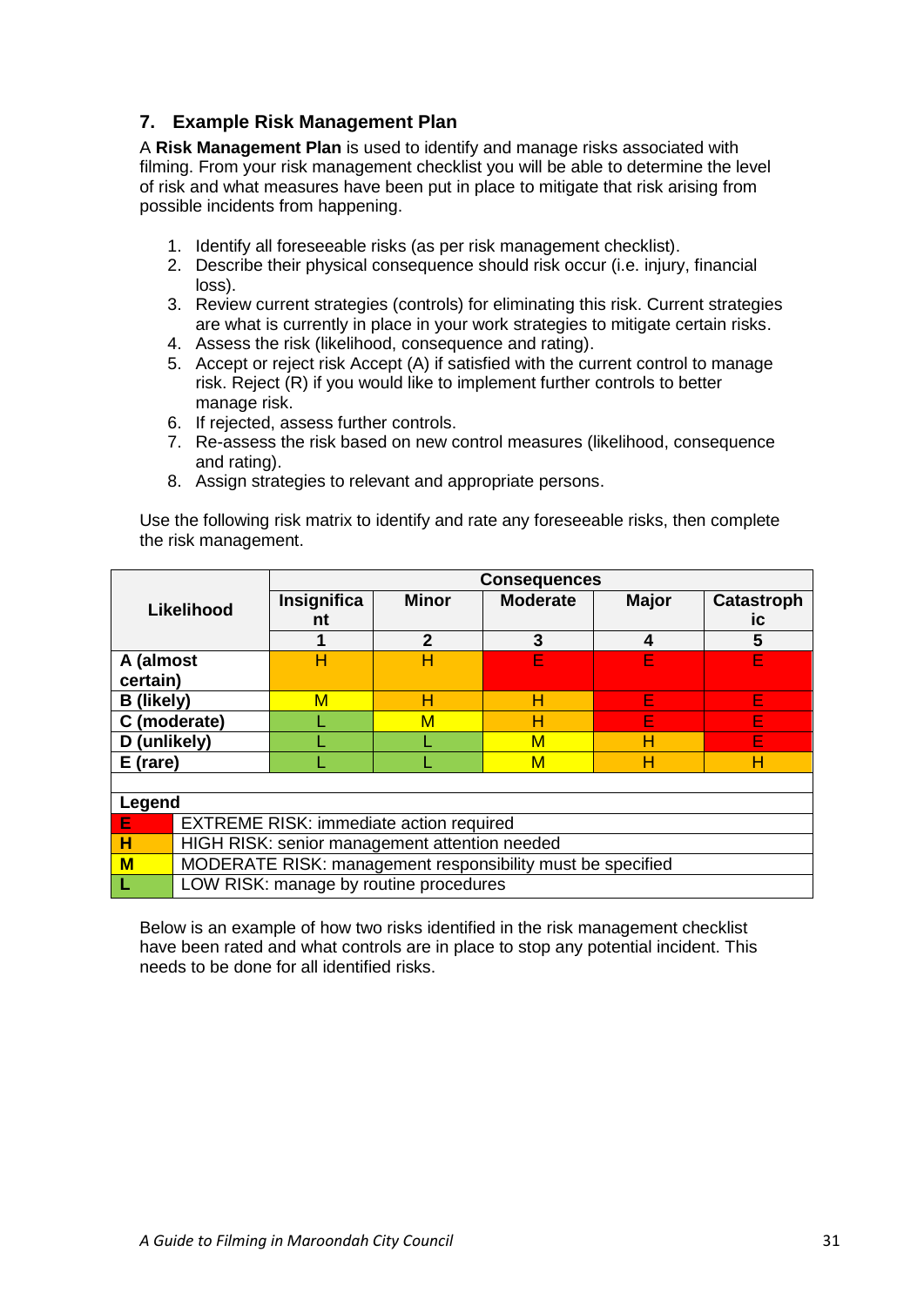## 7. Example Risk Management Plan

A **Risk Management Plan** is used to identify and manage risks associated with filming. From your risk management checklist you will be able to determine the level of risk and what measures have been put in place to mitigate that risk arising from possible incidents from happening.

1. Identify all foreseeable risks (as per risk management checklist).
2. Describe their physical consequence should risk occur (i.e. injury, financial loss).
3. Review current strategies (controls) for eliminating this risk. Current strategies are what is currently in place in your work strategies to mitigate certain risks.
4. Assess the risk (likelihood, consequence and rating).
5. Accept or reject risk Accept (A) if satisfied with the current control to manage risk. Reject (R) if you would like to implement further controls to better manage risk.
6. If rejected, assess further controls.
7. Re-assess the risk based on new control measures (likelihood, consequence and rating).
8. Assign strategies to relevant and appropriate persons.

Use the following risk matrix to identify and rate any foreseeable risks, then complete the risk management.

| **Likelihood** | **Consequences** | | | | |
|---|---|---|---|---|---|
| | **Insignificant** | **Minor** | **Moderate** | **Major** | **Catastrophic** |
| | **1** | **2** | **3** | **4** | **5** |
| **A (almost certain)** | H | H | E | E | E |
| **B (likely)** | M | H | H | E | E |
| **C (moderate)** | L | M | H | E | E |
| **D (unlikely)** | L | L | M | H | E |
| **E (rare)** | L | L | M | H | H |

**Legend**

| | |
|---|---|
| **E** | EXTREME RISK: immediate action required |
| **H** | HIGH RISK: senior management attention needed |
| **M** | MODERATE RISK: management responsibility must be specified |
| **L** | LOW RISK: manage by routine procedures |

Below is an example of how two risks identified in the risk management checklist have been rated and what controls are in place to stop any potential incident. This needs to be done for all identified risks.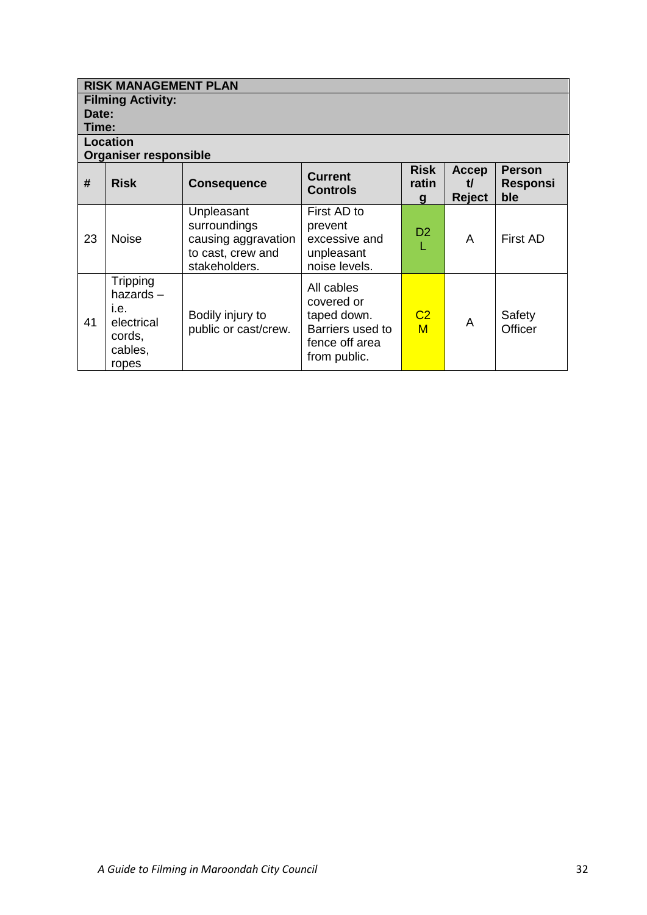| RISK MANAGEMENT PLAN | | | | | | |
|---|---|---|---|---|---|---|
| **Filming Activity:**<br>**Date:**<br>**Time:** | | | | | | |
| **Location**<br>**Organiser responsible** | | | | | | |
| **#** | **Risk** | **Consequence** | **Current Controls** | **Risk rating** | **Accept/ Reject** | **Person Responsible** |
| 23 | Noise | Unpleasant surroundings causing aggravation to cast, crew and stakeholders. | First AD to prevent excessive and unpleasant noise levels. | D2 L | A | First AD |
| 41 | Tripping hazards – i.e. electrical cords, cables, ropes | Bodily injury to public or cast/crew. | All cables covered or taped down. Barriers used to fence off area from public. | C2 M | A | Safety Officer |

*A Guide to Filming in Maroondah City Council*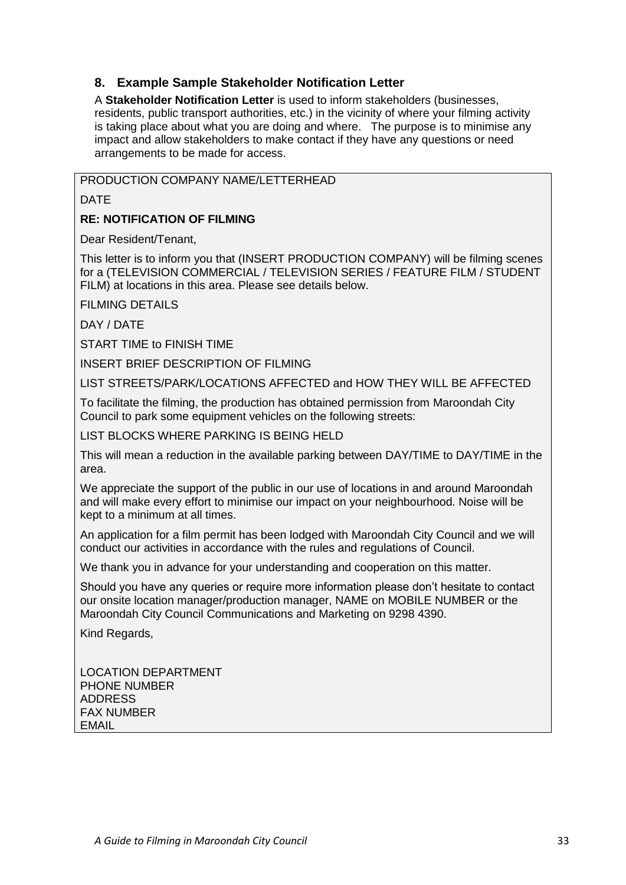## 8. Example Sample Stakeholder Notification Letter

A **Stakeholder Notification Letter** is used to inform stakeholders (businesses, residents, public transport authorities, etc.) in the vicinity of where your filming activity is taking place about what you are doing and where. The purpose is to minimise any impact and allow stakeholders to make contact if they have any questions or need arrangements to be made for access.

PRODUCTION COMPANY NAME/LETTERHEAD

DATE

**RE: NOTIFICATION OF FILMING**

Dear Resident/Tenant,

This letter is to inform you that (INSERT PRODUCTION COMPANY) will be filming scenes for a (TELEVISION COMMERCIAL / TELEVISION SERIES / FEATURE FILM / STUDENT FILM) at locations in this area. Please see details below.

FILMING DETAILS

DAY / DATE

START TIME to FINISH TIME

INSERT BRIEF DESCRIPTION OF FILMING

LIST STREETS/PARK/LOCATIONS AFFECTED and HOW THEY WILL BE AFFECTED

To facilitate the filming, the production has obtained permission from Maroondah City Council to park some equipment vehicles on the following streets:

LIST BLOCKS WHERE PARKING IS BEING HELD

This will mean a reduction in the available parking between DAY/TIME to DAY/TIME in the area.

We appreciate the support of the public in our use of locations in and around Maroondah and will make every effort to minimise our impact on your neighbourhood. Noise will be kept to a minimum at all times.

An application for a film permit has been lodged with Maroondah City Council and we will conduct our activities in accordance with the rules and regulations of Council.

We thank you in advance for your understanding and cooperation on this matter.

Should you have any queries or require more information please don't hesitate to contact our onsite location manager/production manager, NAME on MOBILE NUMBER or the Maroondah City Council Communications and Marketing on 9298 4390.

Kind Regards,

LOCATION DEPARTMENT  
PHONE NUMBER  
ADDRESS  
FAX NUMBER  
EMAIL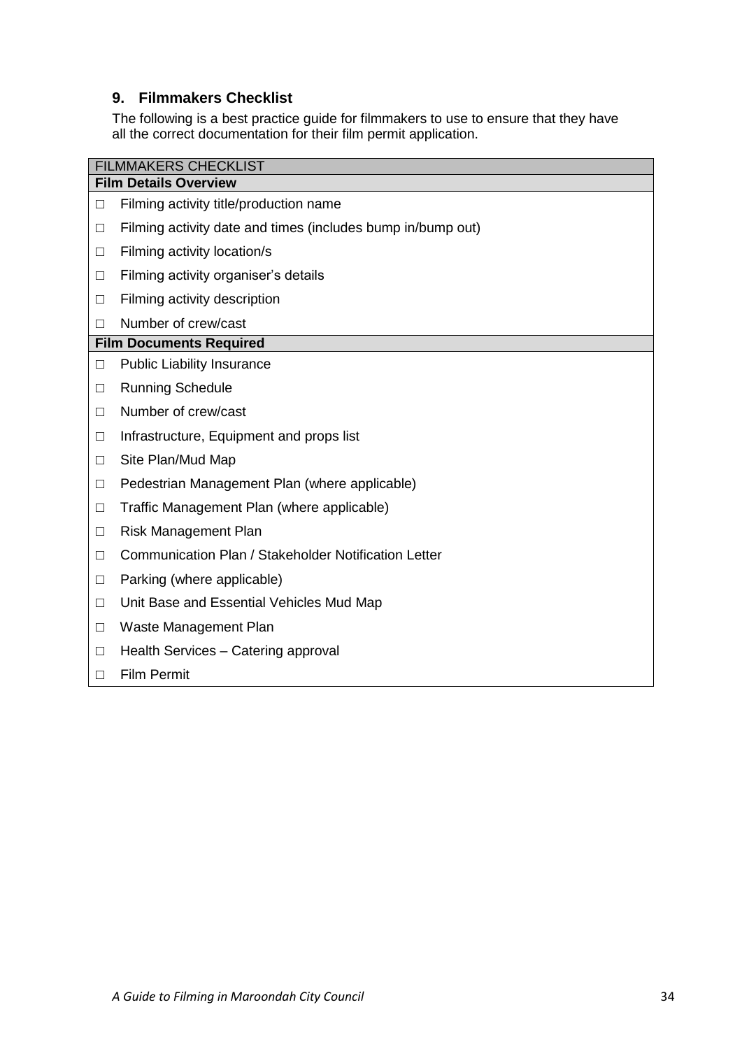## 9. Filmmakers Checklist

The following is a best practice guide for filmmakers to use to ensure that they have all the correct documentation for their film permit application.

| FILMMAKERS CHECKLIST |
| --- |
| **Film Details Overview** |
| □ Filming activity title/production name |
| □ Filming activity date and times (includes bump in/bump out) |
| □ Filming activity location/s |
| □ Filming activity organiser's details |
| □ Filming activity description |
| □ Number of crew/cast |
| **Film Documents Required** |
| □ Public Liability Insurance |
| □ Running Schedule |
| □ Number of crew/cast |
| □ Infrastructure, Equipment and props list |
| □ Site Plan/Mud Map |
| □ Pedestrian Management Plan (where applicable) |
| □ Traffic Management Plan (where applicable) |
| □ Risk Management Plan |
| □ Communication Plan / Stakeholder Notification Letter |
| □ Parking (where applicable) |
| □ Unit Base and Essential Vehicles Mud Map |
| □ Waste Management Plan |
| □ Health Services – Catering approval |
| □ Film Permit |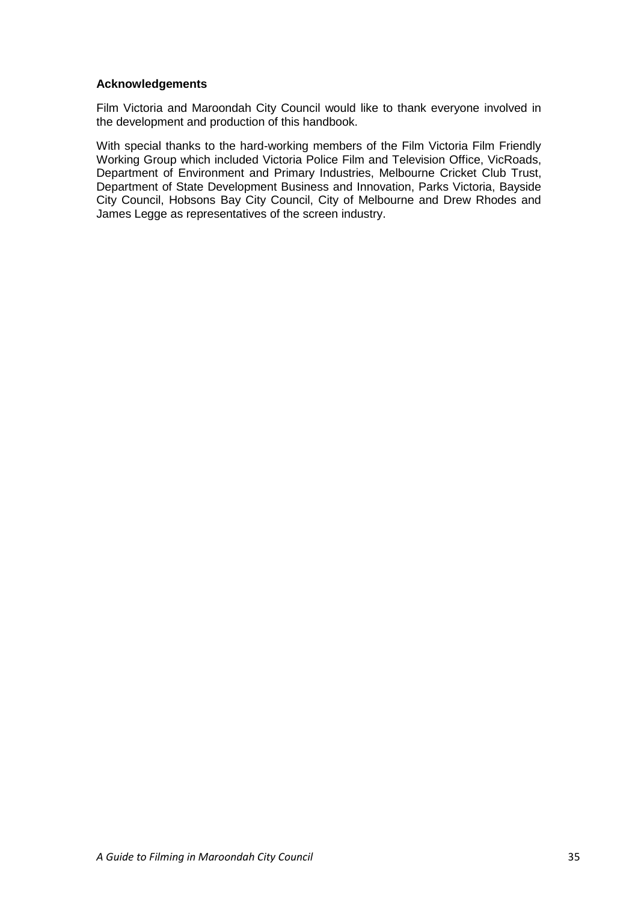**Acknowledgements**

Film Victoria and Maroondah City Council would like to thank everyone involved in the development and production of this handbook.

With special thanks to the hard-working members of the Film Victoria Film Friendly Working Group which included Victoria Police Film and Television Office, VicRoads, Department of Environment and Primary Industries, Melbourne Cricket Club Trust, Department of State Development Business and Innovation, Parks Victoria, Bayside City Council, Hobsons Bay City Council, City of Melbourne and Drew Rhodes and James Legge as representatives of the screen industry.